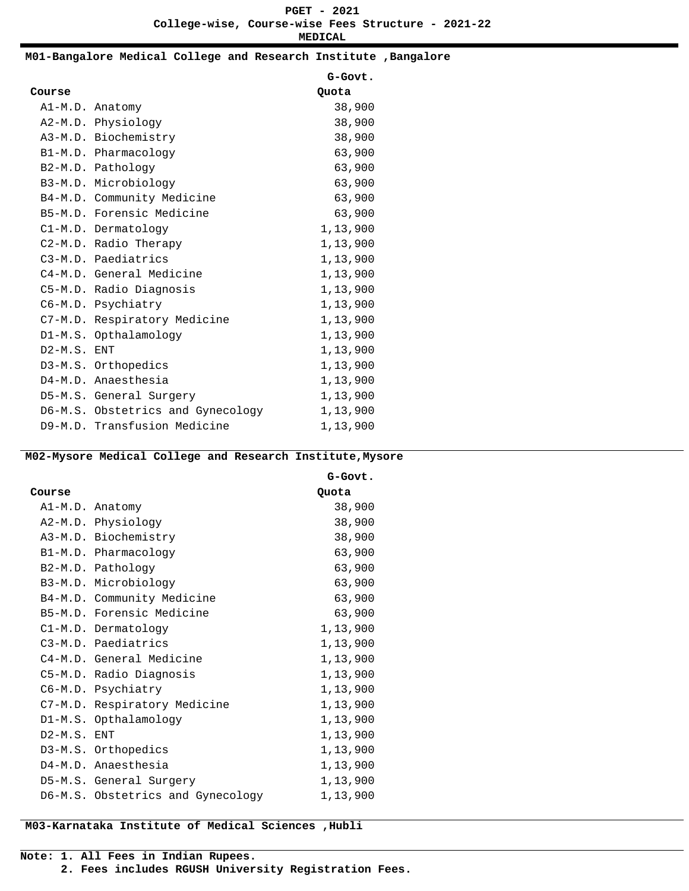**PGET - 2021**
**College-wise, Course-wise Fees Structure - 2021-22**
**MEDICAL**

## M01-Bangalore Medical College and Research Institute ,Bangalore

| Course | G-Govt. Quota |
|---|---|
| A1-M.D. Anatomy | 38,900 |
| A2-M.D. Physiology | 38,900 |
| A3-M.D. Biochemistry | 38,900 |
| B1-M.D. Pharmacology | 63,900 |
| B2-M.D. Pathology | 63,900 |
| B3-M.D. Microbiology | 63,900 |
| B4-M.D. Community Medicine | 63,900 |
| B5-M.D. Forensic Medicine | 63,900 |
| C1-M.D. Dermatology | 1,13,900 |
| C2-M.D. Radio Therapy | 1,13,900 |
| C3-M.D. Paediatrics | 1,13,900 |
| C4-M.D. General Medicine | 1,13,900 |
| C5-M.D. Radio Diagnosis | 1,13,900 |
| C6-M.D. Psychiatry | 1,13,900 |
| C7-M.D. Respiratory Medicine | 1,13,900 |
| D1-M.S. Opthalamology | 1,13,900 |
| D2-M.S. ENT | 1,13,900 |
| D3-M.S. Orthopedics | 1,13,900 |
| D4-M.D. Anaesthesia | 1,13,900 |
| D5-M.S. General Surgery | 1,13,900 |
| D6-M.S. Obstetrics and Gynecology | 1,13,900 |
| D9-M.D. Transfusion Medicine | 1,13,900 |

## M02-Mysore Medical College and Research Institute,Mysore

| Course | G-Govt. Quota |
|---|---|
| A1-M.D. Anatomy | 38,900 |
| A2-M.D. Physiology | 38,900 |
| A3-M.D. Biochemistry | 38,900 |
| B1-M.D. Pharmacology | 63,900 |
| B2-M.D. Pathology | 63,900 |
| B3-M.D. Microbiology | 63,900 |
| B4-M.D. Community Medicine | 63,900 |
| B5-M.D. Forensic Medicine | 63,900 |
| C1-M.D. Dermatology | 1,13,900 |
| C3-M.D. Paediatrics | 1,13,900 |
| C4-M.D. General Medicine | 1,13,900 |
| C5-M.D. Radio Diagnosis | 1,13,900 |
| C6-M.D. Psychiatry | 1,13,900 |
| C7-M.D. Respiratory Medicine | 1,13,900 |
| D1-M.S. Opthalamology | 1,13,900 |
| D2-M.S. ENT | 1,13,900 |
| D3-M.S. Orthopedics | 1,13,900 |
| D4-M.D. Anaesthesia | 1,13,900 |
| D5-M.S. General Surgery | 1,13,900 |
| D6-M.S. Obstetrics and Gynecology | 1,13,900 |

## M03-Karnataka Institute of Medical Sciences ,Hubli

**Note: 1. All Fees in Indian Rupees.**
**2. Fees includes RGUSH University Registration Fees.**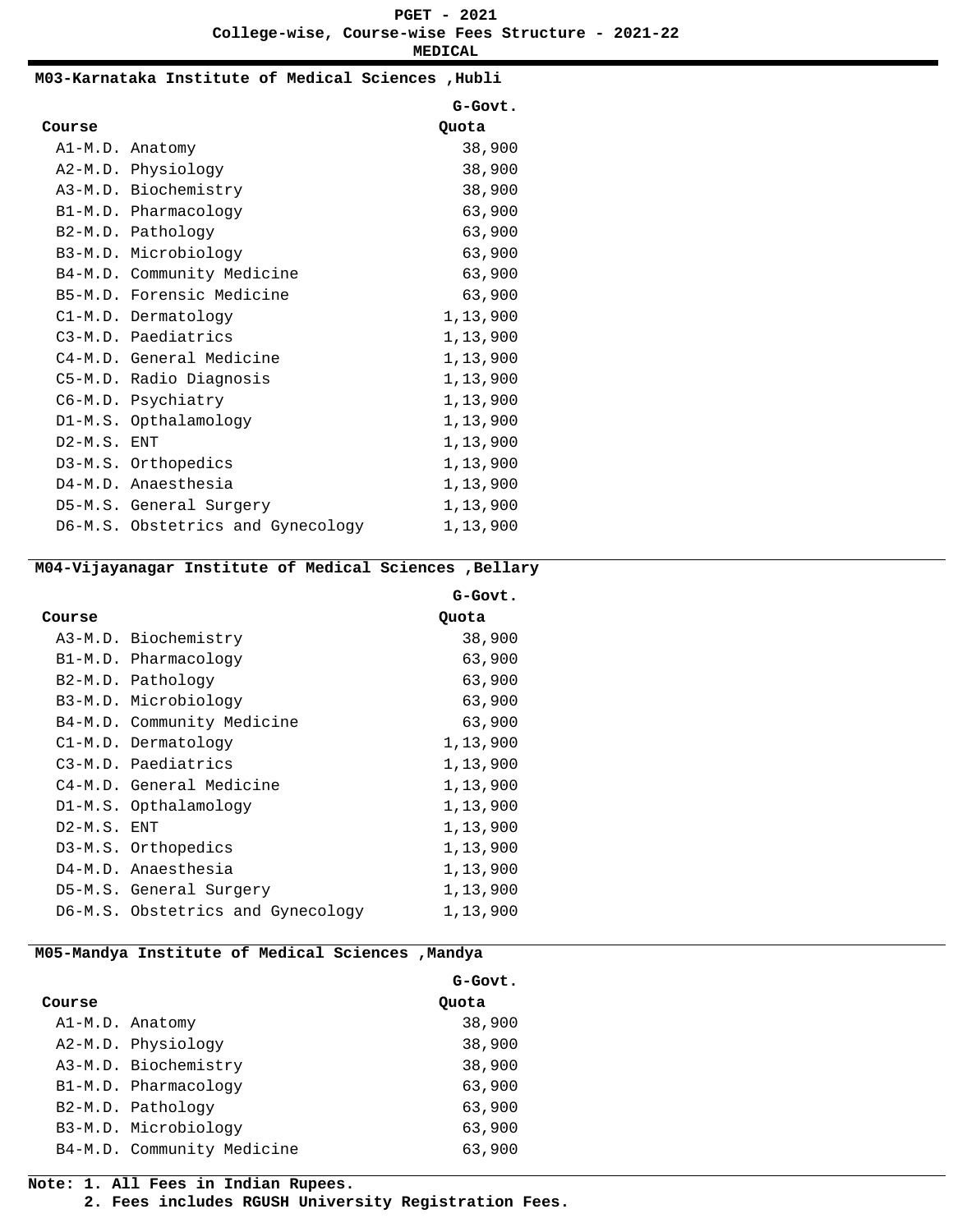**PGET - 2021**
**College-wise, Course-wise Fees Structure - 2021-22**
**MEDICAL**

### M03-Karnataka Institute of Medical Sciences ,Hubli

| Course | G-Govt. Quota |
|---|---|
| A1-M.D. Anatomy | 38,900 |
| A2-M.D. Physiology | 38,900 |
| A3-M.D. Biochemistry | 38,900 |
| B1-M.D. Pharmacology | 63,900 |
| B2-M.D. Pathology | 63,900 |
| B3-M.D. Microbiology | 63,900 |
| B4-M.D. Community Medicine | 63,900 |
| B5-M.D. Forensic Medicine | 63,900 |
| C1-M.D. Dermatology | 1,13,900 |
| C3-M.D. Paediatrics | 1,13,900 |
| C4-M.D. General Medicine | 1,13,900 |
| C5-M.D. Radio Diagnosis | 1,13,900 |
| C6-M.D. Psychiatry | 1,13,900 |
| D1-M.S. Opthalamology | 1,13,900 |
| D2-M.S. ENT | 1,13,900 |
| D3-M.S. Orthopedics | 1,13,900 |
| D4-M.D. Anaesthesia | 1,13,900 |
| D5-M.S. General Surgery | 1,13,900 |
| D6-M.S. Obstetrics and Gynecology | 1,13,900 |

### M04-Vijayanagar Institute of Medical Sciences ,Bellary

| Course | G-Govt. Quota |
|---|---|
| A3-M.D. Biochemistry | 38,900 |
| B1-M.D. Pharmacology | 63,900 |
| B2-M.D. Pathology | 63,900 |
| B3-M.D. Microbiology | 63,900 |
| B4-M.D. Community Medicine | 63,900 |
| C1-M.D. Dermatology | 1,13,900 |
| C3-M.D. Paediatrics | 1,13,900 |
| C4-M.D. General Medicine | 1,13,900 |
| D1-M.S. Opthalamology | 1,13,900 |
| D2-M.S. ENT | 1,13,900 |
| D3-M.S. Orthopedics | 1,13,900 |
| D4-M.D. Anaesthesia | 1,13,900 |
| D5-M.S. General Surgery | 1,13,900 |
| D6-M.S. Obstetrics and Gynecology | 1,13,900 |

### M05-Mandya Institute of Medical Sciences ,Mandya

| Course | G-Govt. Quota |
|---|---|
| A1-M.D. Anatomy | 38,900 |
| A2-M.D. Physiology | 38,900 |
| A3-M.D. Biochemistry | 38,900 |
| B1-M.D. Pharmacology | 63,900 |
| B2-M.D. Pathology | 63,900 |
| B3-M.D. Microbiology | 63,900 |
| B4-M.D. Community Medicine | 63,900 |

**Note: 1. All Fees in Indian Rupees.**
**2. Fees includes RGUSH University Registration Fees.**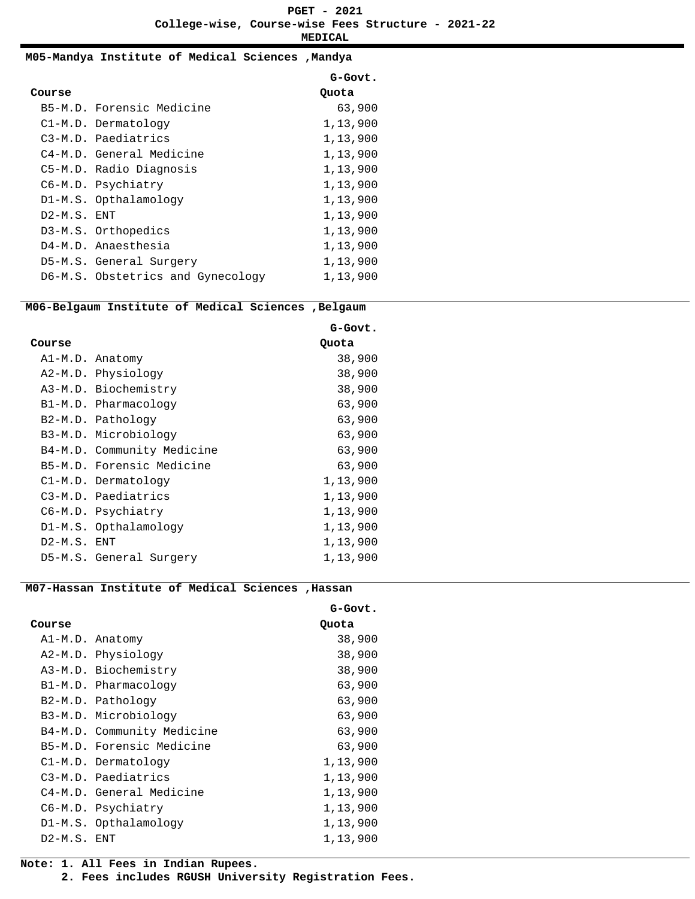**PGET - 2021**
**College-wise, Course-wise Fees Structure - 2021-22**
**MEDICAL**

### M05-Mandya Institute of Medical Sciences ,Mandya

| Course | G-Govt. Quota |
|---|---|
| B5-M.D. Forensic Medicine | 63,900 |
| C1-M.D. Dermatology | 1,13,900 |
| C3-M.D. Paediatrics | 1,13,900 |
| C4-M.D. General Medicine | 1,13,900 |
| C5-M.D. Radio Diagnosis | 1,13,900 |
| C6-M.D. Psychiatry | 1,13,900 |
| D1-M.S. Opthalamology | 1,13,900 |
| D2-M.S. ENT | 1,13,900 |
| D3-M.S. Orthopedics | 1,13,900 |
| D4-M.D. Anaesthesia | 1,13,900 |
| D5-M.S. General Surgery | 1,13,900 |
| D6-M.S. Obstetrics and Gynecology | 1,13,900 |

### M06-Belgaum Institute of Medical Sciences ,Belgaum

| Course | G-Govt. Quota |
|---|---|
| A1-M.D. Anatomy | 38,900 |
| A2-M.D. Physiology | 38,900 |
| A3-M.D. Biochemistry | 38,900 |
| B1-M.D. Pharmacology | 63,900 |
| B2-M.D. Pathology | 63,900 |
| B3-M.D. Microbiology | 63,900 |
| B4-M.D. Community Medicine | 63,900 |
| B5-M.D. Forensic Medicine | 63,900 |
| C1-M.D. Dermatology | 1,13,900 |
| C3-M.D. Paediatrics | 1,13,900 |
| C6-M.D. Psychiatry | 1,13,900 |
| D1-M.S. Opthalamology | 1,13,900 |
| D2-M.S. ENT | 1,13,900 |
| D5-M.S. General Surgery | 1,13,900 |

### M07-Hassan Institute of Medical Sciences ,Hassan

| Course | G-Govt. Quota |
|---|---|
| A1-M.D. Anatomy | 38,900 |
| A2-M.D. Physiology | 38,900 |
| A3-M.D. Biochemistry | 38,900 |
| B1-M.D. Pharmacology | 63,900 |
| B2-M.D. Pathology | 63,900 |
| B3-M.D. Microbiology | 63,900 |
| B4-M.D. Community Medicine | 63,900 |
| B5-M.D. Forensic Medicine | 63,900 |
| C1-M.D. Dermatology | 1,13,900 |
| C3-M.D. Paediatrics | 1,13,900 |
| C4-M.D. General Medicine | 1,13,900 |
| C6-M.D. Psychiatry | 1,13,900 |
| D1-M.S. Opthalamology | 1,13,900 |
| D2-M.S. ENT | 1,13,900 |

**Note: 1. All Fees in Indian Rupees.**
**2. Fees includes RGUSH University Registration Fees.**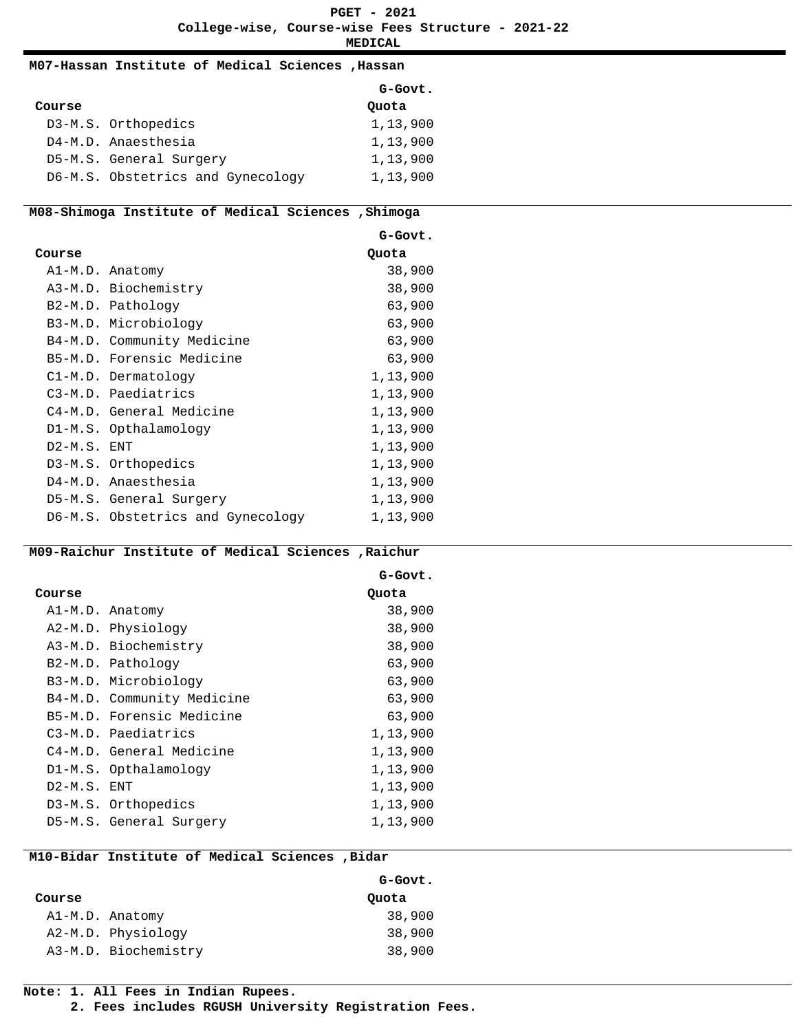**PGET - 2021**

**College-wise, Course-wise Fees Structure - 2021-22**

**MEDICAL**

**M07-Hassan Institute of Medical Sciences ,Hassan**

| Course | G-Govt. Quota |
|---|---|
| D3-M.S. Orthopedics | 1,13,900 |
| D4-M.D. Anaesthesia | 1,13,900 |
| D5-M.S. General Surgery | 1,13,900 |
| D6-M.S. Obstetrics and Gynecology | 1,13,900 |

**M08-Shimoga Institute of Medical Sciences ,Shimoga**

| Course | G-Govt. Quota |
|---|---|
| A1-M.D. Anatomy | 38,900 |
| A3-M.D. Biochemistry | 38,900 |
| B2-M.D. Pathology | 63,900 |
| B3-M.D. Microbiology | 63,900 |
| B4-M.D. Community Medicine | 63,900 |
| B5-M.D. Forensic Medicine | 63,900 |
| C1-M.D. Dermatology | 1,13,900 |
| C3-M.D. Paediatrics | 1,13,900 |
| C4-M.D. General Medicine | 1,13,900 |
| D1-M.S. Opthalamology | 1,13,900 |
| D2-M.S. ENT | 1,13,900 |
| D3-M.S. Orthopedics | 1,13,900 |
| D4-M.D. Anaesthesia | 1,13,900 |
| D5-M.S. General Surgery | 1,13,900 |
| D6-M.S. Obstetrics and Gynecology | 1,13,900 |

**M09-Raichur Institute of Medical Sciences ,Raichur**

| Course | G-Govt. Quota |
|---|---|
| A1-M.D. Anatomy | 38,900 |
| A2-M.D. Physiology | 38,900 |
| A3-M.D. Biochemistry | 38,900 |
| B2-M.D. Pathology | 63,900 |
| B3-M.D. Microbiology | 63,900 |
| B4-M.D. Community Medicine | 63,900 |
| B5-M.D. Forensic Medicine | 63,900 |
| C3-M.D. Paediatrics | 1,13,900 |
| C4-M.D. General Medicine | 1,13,900 |
| D1-M.S. Opthalamology | 1,13,900 |
| D2-M.S. ENT | 1,13,900 |
| D3-M.S. Orthopedics | 1,13,900 |
| D5-M.S. General Surgery | 1,13,900 |

**M10-Bidar Institute of Medical Sciences ,Bidar**

| Course | G-Govt. Quota |
|---|---|
| A1-M.D. Anatomy | 38,900 |
| A2-M.D. Physiology | 38,900 |
| A3-M.D. Biochemistry | 38,900 |

**Note: 1. All Fees in Indian Rupees.**

**2. Fees includes RGUSH University Registration Fees.**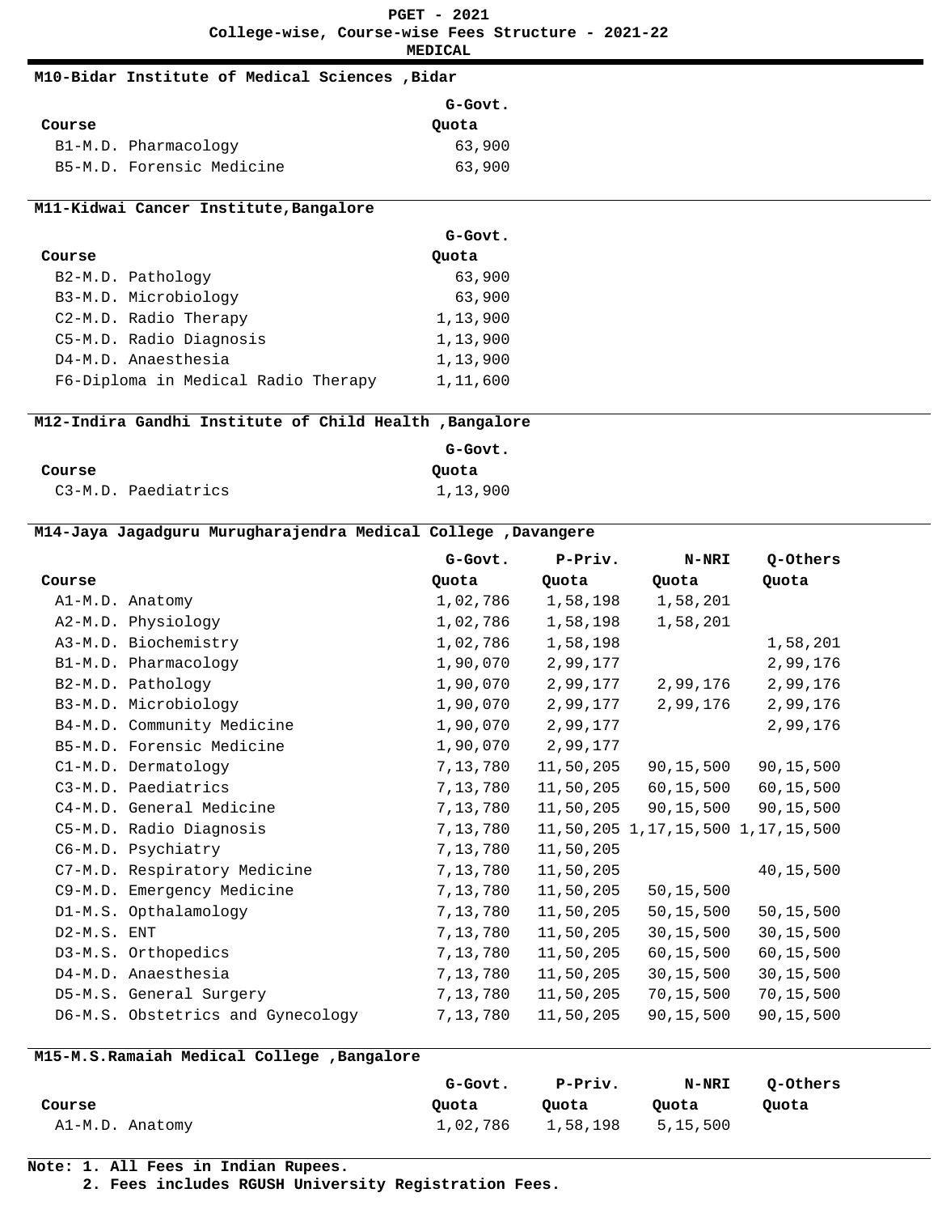# PGET - 2021

## College-wise, Course-wise Fees Structure - 2021-22

### MEDICAL

**M10-Bidar Institute of Medical Sciences ,Bidar**

| Course | G-Govt. Quota |
|---|---|
| B1-M.D. Pharmacology | 63,900 |
| B5-M.D. Forensic Medicine | 63,900 |

**M11-Kidwai Cancer Institute,Bangalore**

| Course | G-Govt. Quota |
|---|---|
| B2-M.D. Pathology | 63,900 |
| B3-M.D. Microbiology | 63,900 |
| C2-M.D. Radio Therapy | 1,13,900 |
| C5-M.D. Radio Diagnosis | 1,13,900 |
| D4-M.D. Anaesthesia | 1,13,900 |
| F6-Diploma in Medical Radio Therapy | 1,11,600 |

**M12-Indira Gandhi Institute of Child Health ,Bangalore**

| Course | G-Govt. Quota |
|---|---|
| C3-M.D. Paediatrics | 1,13,900 |

**M14-Jaya Jagadguru Murugharajendra Medical College ,Davangere**

| Course | G-Govt. Quota | P-Priv. Quota | N-NRI Quota | Q-Others Quota |
|---|---|---|---|---|
| A1-M.D. Anatomy | 1,02,786 | 1,58,198 | 1,58,201 | |
| A2-M.D. Physiology | 1,02,786 | 1,58,198 | 1,58,201 | |
| A3-M.D. Biochemistry | 1,02,786 | 1,58,198 | | 1,58,201 |
| B1-M.D. Pharmacology | 1,90,070 | 2,99,177 | | 2,99,176 |
| B2-M.D. Pathology | 1,90,070 | 2,99,177 | 2,99,176 | 2,99,176 |
| B3-M.D. Microbiology | 1,90,070 | 2,99,177 | 2,99,176 | 2,99,176 |
| B4-M.D. Community Medicine | 1,90,070 | 2,99,177 | | 2,99,176 |
| B5-M.D. Forensic Medicine | 1,90,070 | 2,99,177 | | |
| C1-M.D. Dermatology | 7,13,780 | 11,50,205 | 90,15,500 | 90,15,500 |
| C3-M.D. Paediatrics | 7,13,780 | 11,50,205 | 60,15,500 | 60,15,500 |
| C4-M.D. General Medicine | 7,13,780 | 11,50,205 | 90,15,500 | 90,15,500 |
| C5-M.D. Radio Diagnosis | 7,13,780 | 11,50,205 | 1,17,15,500 | 1,17,15,500 |
| C6-M.D. Psychiatry | 7,13,780 | 11,50,205 | | |
| C7-M.D. Respiratory Medicine | 7,13,780 | 11,50,205 | | 40,15,500 |
| C9-M.D. Emergency Medicine | 7,13,780 | 11,50,205 | 50,15,500 | |
| D1-M.S. Opthalamology | 7,13,780 | 11,50,205 | 50,15,500 | 50,15,500 |
| D2-M.S. ENT | 7,13,780 | 11,50,205 | 30,15,500 | 30,15,500 |
| D3-M.S. Orthopedics | 7,13,780 | 11,50,205 | 60,15,500 | 60,15,500 |
| D4-M.D. Anaesthesia | 7,13,780 | 11,50,205 | 30,15,500 | 30,15,500 |
| D5-M.S. General Surgery | 7,13,780 | 11,50,205 | 70,15,500 | 70,15,500 |
| D6-M.S. Obstetrics and Gynecology | 7,13,780 | 11,50,205 | 90,15,500 | 90,15,500 |

**M15-M.S.Ramaiah Medical College ,Bangalore**

| Course | G-Govt. Quota | P-Priv. Quota | N-NRI Quota | Q-Others Quota |
|---|---|---|---|---|
| A1-M.D. Anatomy | 1,02,786 | 1,58,198 | 5,15,500 | |

**Note: 1. All Fees in Indian Rupees.**
**2. Fees includes RGUSH University Registration Fees.**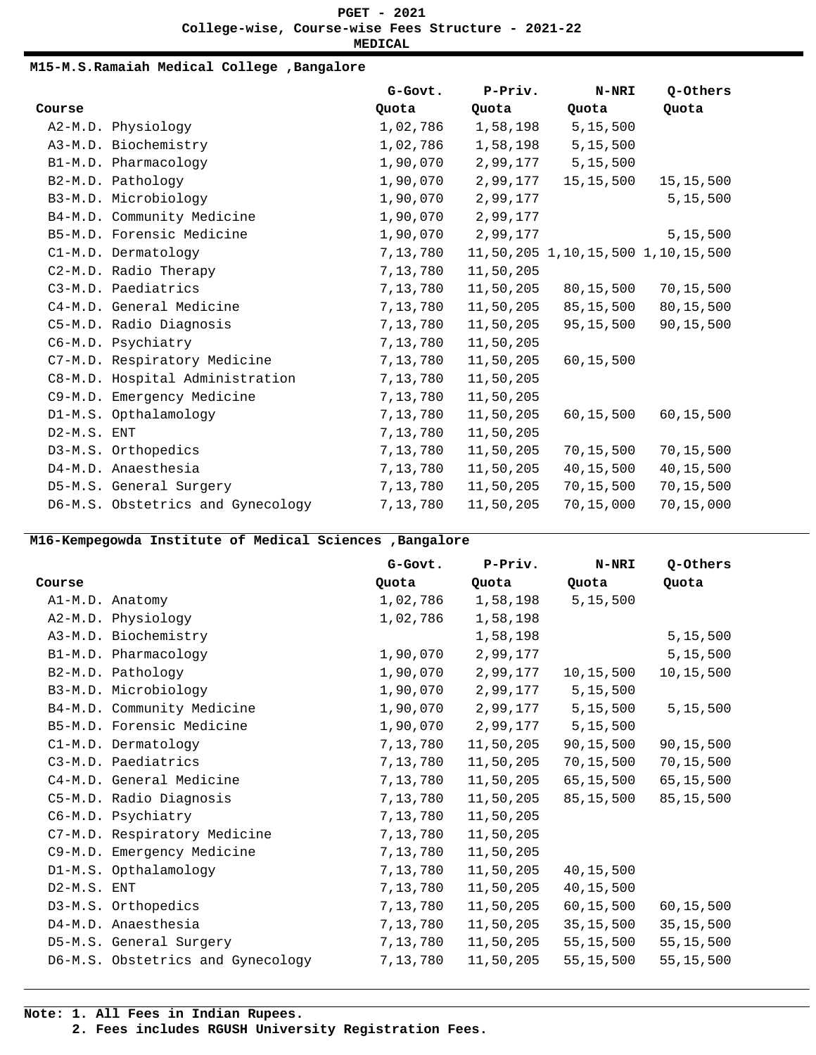**PGET - 2021**
**College-wise, Course-wise Fees Structure - 2021-22**
**MEDICAL**

## M15-M.S.Ramaiah Medical College ,Bangalore

| Course | G-Govt. Quota | P-Priv. Quota | N-NRI Quota | Q-Others Quota |
|---|---|---|---|---|
| A2-M.D. Physiology | 1,02,786 | 1,58,198 | 5,15,500 | |
| A3-M.D. Biochemistry | 1,02,786 | 1,58,198 | 5,15,500 | |
| B1-M.D. Pharmacology | 1,90,070 | 2,99,177 | 5,15,500 | |
| B2-M.D. Pathology | 1,90,070 | 2,99,177 | 15,15,500 | 15,15,500 |
| B3-M.D. Microbiology | 1,90,070 | 2,99,177 | | 5,15,500 |
| B4-M.D. Community Medicine | 1,90,070 | 2,99,177 | | |
| B5-M.D. Forensic Medicine | 1,90,070 | 2,99,177 | | 5,15,500 |
| C1-M.D. Dermatology | 7,13,780 | 11,50,205 | 1,10,15,500 | 1,10,15,500 |
| C2-M.D. Radio Therapy | 7,13,780 | 11,50,205 | | |
| C3-M.D. Paediatrics | 7,13,780 | 11,50,205 | 80,15,500 | 70,15,500 |
| C4-M.D. General Medicine | 7,13,780 | 11,50,205 | 85,15,500 | 80,15,500 |
| C5-M.D. Radio Diagnosis | 7,13,780 | 11,50,205 | 95,15,500 | 90,15,500 |
| C6-M.D. Psychiatry | 7,13,780 | 11,50,205 | | |
| C7-M.D. Respiratory Medicine | 7,13,780 | 11,50,205 | 60,15,500 | |
| C8-M.D. Hospital Administration | 7,13,780 | 11,50,205 | | |
| C9-M.D. Emergency Medicine | 7,13,780 | 11,50,205 | | |
| D1-M.S. Opthalamology | 7,13,780 | 11,50,205 | 60,15,500 | 60,15,500 |
| D2-M.S. ENT | 7,13,780 | 11,50,205 | | |
| D3-M.S. Orthopedics | 7,13,780 | 11,50,205 | 70,15,500 | 70,15,500 |
| D4-M.D. Anaesthesia | 7,13,780 | 11,50,205 | 40,15,500 | 40,15,500 |
| D5-M.S. General Surgery | 7,13,780 | 11,50,205 | 70,15,500 | 70,15,500 |
| D6-M.S. Obstetrics and Gynecology | 7,13,780 | 11,50,205 | 70,15,000 | 70,15,000 |

## M16-Kempegowda Institute of Medical Sciences ,Bangalore

| Course | G-Govt. Quota | P-Priv. Quota | N-NRI Quota | Q-Others Quota |
|---|---|---|---|---|
| A1-M.D. Anatomy | 1,02,786 | 1,58,198 | 5,15,500 | |
| A2-M.D. Physiology | 1,02,786 | 1,58,198 | | |
| A3-M.D. Biochemistry | | 1,58,198 | | 5,15,500 |
| B1-M.D. Pharmacology | 1,90,070 | 2,99,177 | | 5,15,500 |
| B2-M.D. Pathology | 1,90,070 | 2,99,177 | 10,15,500 | 10,15,500 |
| B3-M.D. Microbiology | 1,90,070 | 2,99,177 | 5,15,500 | |
| B4-M.D. Community Medicine | 1,90,070 | 2,99,177 | 5,15,500 | 5,15,500 |
| B5-M.D. Forensic Medicine | 1,90,070 | 2,99,177 | 5,15,500 | |
| C1-M.D. Dermatology | 7,13,780 | 11,50,205 | 90,15,500 | 90,15,500 |
| C3-M.D. Paediatrics | 7,13,780 | 11,50,205 | 70,15,500 | 70,15,500 |
| C4-M.D. General Medicine | 7,13,780 | 11,50,205 | 65,15,500 | 65,15,500 |
| C5-M.D. Radio Diagnosis | 7,13,780 | 11,50,205 | 85,15,500 | 85,15,500 |
| C6-M.D. Psychiatry | 7,13,780 | 11,50,205 | | |
| C7-M.D. Respiratory Medicine | 7,13,780 | 11,50,205 | | |
| C9-M.D. Emergency Medicine | 7,13,780 | 11,50,205 | | |
| D1-M.S. Opthalamology | 7,13,780 | 11,50,205 | 40,15,500 | |
| D2-M.S. ENT | 7,13,780 | 11,50,205 | 40,15,500 | |
| D3-M.S. Orthopedics | 7,13,780 | 11,50,205 | 60,15,500 | 60,15,500 |
| D4-M.D. Anaesthesia | 7,13,780 | 11,50,205 | 35,15,500 | 35,15,500 |
| D5-M.S. General Surgery | 7,13,780 | 11,50,205 | 55,15,500 | 55,15,500 |
| D6-M.S. Obstetrics and Gynecology | 7,13,780 | 11,50,205 | 55,15,500 | 55,15,500 |

**Note: 1. All Fees in Indian Rupees.**
**2. Fees includes RGUSH University Registration Fees.**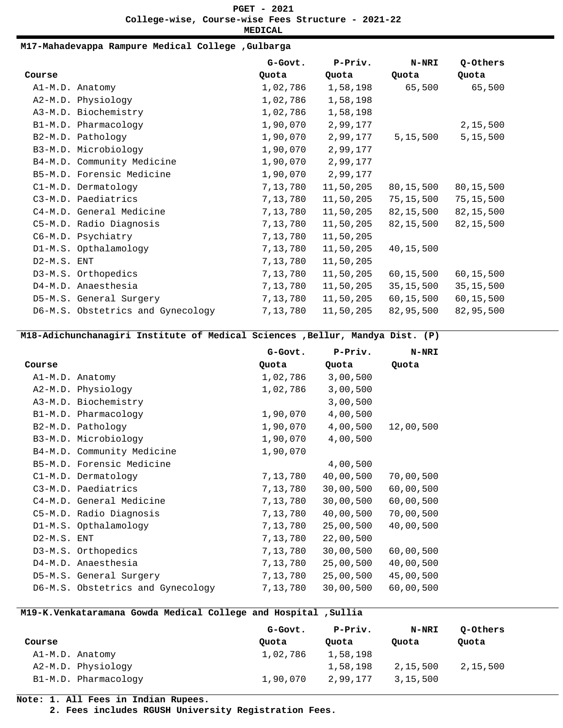PGET - 2021

College-wise, Course-wise Fees Structure - 2021-22

MEDICAL

## M17-Mahadevappa Rampure Medical College ,Gulbarga

| Course | G-Govt. Quota | P-Priv. Quota | N-NRI Quota | Q-Others Quota |
|---|---|---|---|---|
| A1-M.D. Anatomy | 1,02,786 | 1,58,198 | 65,500 | 65,500 |
| A2-M.D. Physiology | 1,02,786 | 1,58,198 | | |
| A3-M.D. Biochemistry | 1,02,786 | 1,58,198 | | |
| B1-M.D. Pharmacology | 1,90,070 | 2,99,177 | | 2,15,500 |
| B2-M.D. Pathology | 1,90,070 | 2,99,177 | 5,15,500 | 5,15,500 |
| B3-M.D. Microbiology | 1,90,070 | 2,99,177 | | |
| B4-M.D. Community Medicine | 1,90,070 | 2,99,177 | | |
| B5-M.D. Forensic Medicine | 1,90,070 | 2,99,177 | | |
| C1-M.D. Dermatology | 7,13,780 | 11,50,205 | 80,15,500 | 80,15,500 |
| C3-M.D. Paediatrics | 7,13,780 | 11,50,205 | 75,15,500 | 75,15,500 |
| C4-M.D. General Medicine | 7,13,780 | 11,50,205 | 82,15,500 | 82,15,500 |
| C5-M.D. Radio Diagnosis | 7,13,780 | 11,50,205 | 82,15,500 | 82,15,500 |
| C6-M.D. Psychiatry | 7,13,780 | 11,50,205 | | |
| D1-M.S. Opthalamology | 7,13,780 | 11,50,205 | 40,15,500 | |
| D2-M.S. ENT | 7,13,780 | 11,50,205 | | |
| D3-M.S. Orthopedics | 7,13,780 | 11,50,205 | 60,15,500 | 60,15,500 |
| D4-M.D. Anaesthesia | 7,13,780 | 11,50,205 | 35,15,500 | 35,15,500 |
| D5-M.S. General Surgery | 7,13,780 | 11,50,205 | 60,15,500 | 60,15,500 |
| D6-M.S. Obstetrics and Gynecology | 7,13,780 | 11,50,205 | 82,95,500 | 82,95,500 |

## M18-Adichunchanagiri Institute of Medical Sciences ,Bellur, Mandya Dist. (P)

| Course | G-Govt. Quota | P-Priv. Quota | N-NRI Quota |
|---|---|---|---|
| A1-M.D. Anatomy | 1,02,786 | 3,00,500 | |
| A2-M.D. Physiology | 1,02,786 | 3,00,500 | |
| A3-M.D. Biochemistry | | 3,00,500 | |
| B1-M.D. Pharmacology | 1,90,070 | 4,00,500 | |
| B2-M.D. Pathology | 1,90,070 | 4,00,500 | 12,00,500 |
| B3-M.D. Microbiology | 1,90,070 | 4,00,500 | |
| B4-M.D. Community Medicine | 1,90,070 | | |
| B5-M.D. Forensic Medicine | | 4,00,500 | |
| C1-M.D. Dermatology | 7,13,780 | 40,00,500 | 70,00,500 |
| C3-M.D. Paediatrics | 7,13,780 | 30,00,500 | 60,00,500 |
| C4-M.D. General Medicine | 7,13,780 | 30,00,500 | 60,00,500 |
| C5-M.D. Radio Diagnosis | 7,13,780 | 40,00,500 | 70,00,500 |
| D1-M.S. Opthalamology | 7,13,780 | 25,00,500 | 40,00,500 |
| D2-M.S. ENT | 7,13,780 | 22,00,500 | |
| D3-M.S. Orthopedics | 7,13,780 | 30,00,500 | 60,00,500 |
| D4-M.D. Anaesthesia | 7,13,780 | 25,00,500 | 40,00,500 |
| D5-M.S. General Surgery | 7,13,780 | 25,00,500 | 45,00,500 |
| D6-M.S. Obstetrics and Gynecology | 7,13,780 | 30,00,500 | 60,00,500 |

## M19-K.Venkataramana Gowda Medical College and Hospital ,Sullia

| Course | G-Govt. Quota | P-Priv. Quota | N-NRI Quota | Q-Others Quota |
|---|---|---|---|---|
| A1-M.D. Anatomy | 1,02,786 | 1,58,198 | | |
| A2-M.D. Physiology | | 1,58,198 | 2,15,500 | 2,15,500 |
| B1-M.D. Pharmacology | 1,90,070 | 2,99,177 | 3,15,500 | |

**Note: 1. All Fees in Indian Rupees.**

**2. Fees includes RGUSH University Registration Fees.**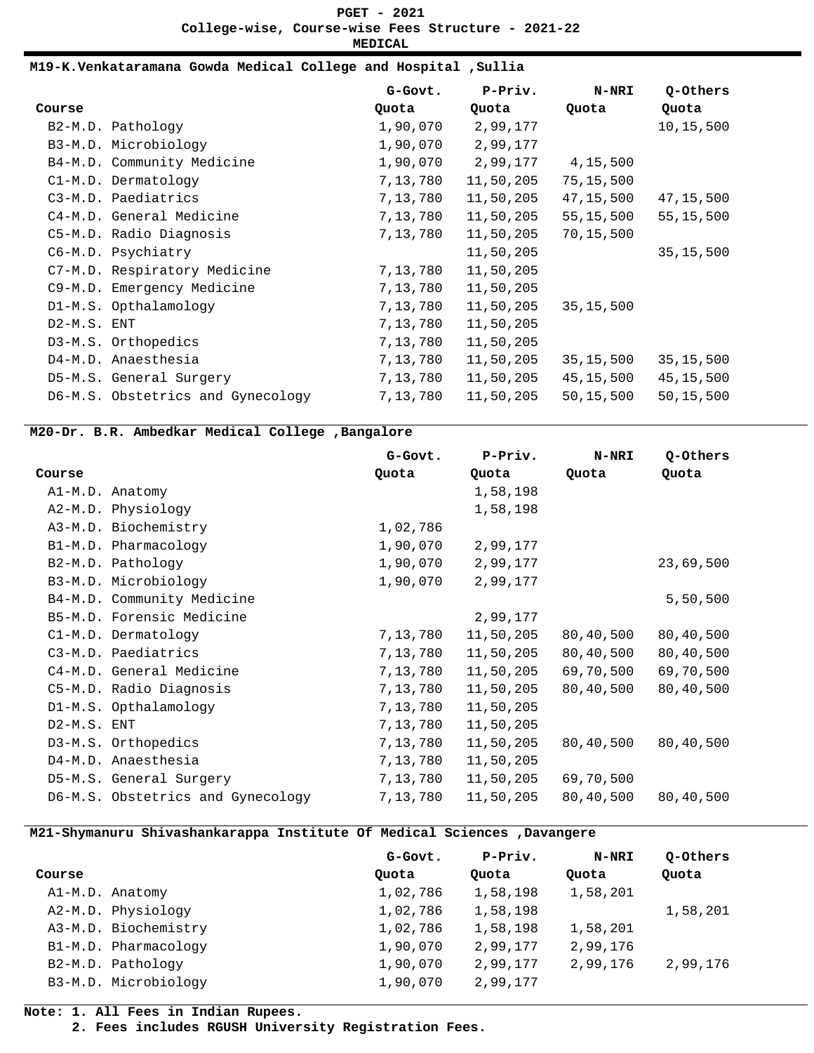# PGET - 2021
## College-wise, Course-wise Fees Structure - 2021-22
### MEDICAL

**M19-K.Venkataramana Gowda Medical College and Hospital ,Sullia**

| Course | G-Govt. Quota | P-Priv. Quota | N-NRI Quota | Q-Others Quota |
|---|---|---|---|---|
| B2-M.D. Pathology | 1,90,070 | 2,99,177 | | 10,15,500 |
| B3-M.D. Microbiology | 1,90,070 | 2,99,177 | | |
| B4-M.D. Community Medicine | 1,90,070 | 2,99,177 | 4,15,500 | |
| C1-M.D. Dermatology | 7,13,780 | 11,50,205 | 75,15,500 | |
| C3-M.D. Paediatrics | 7,13,780 | 11,50,205 | 47,15,500 | 47,15,500 |
| C4-M.D. General Medicine | 7,13,780 | 11,50,205 | 55,15,500 | 55,15,500 |
| C5-M.D. Radio Diagnosis | 7,13,780 | 11,50,205 | 70,15,500 | |
| C6-M.D. Psychiatry | | 11,50,205 | | 35,15,500 |
| C7-M.D. Respiratory Medicine | 7,13,780 | 11,50,205 | | |
| C9-M.D. Emergency Medicine | 7,13,780 | 11,50,205 | | |
| D1-M.S. Opthalamology | 7,13,780 | 11,50,205 | 35,15,500 | |
| D2-M.S. ENT | 7,13,780 | 11,50,205 | | |
| D3-M.S. Orthopedics | 7,13,780 | 11,50,205 | | |
| D4-M.D. Anaesthesia | 7,13,780 | 11,50,205 | 35,15,500 | 35,15,500 |
| D5-M.S. General Surgery | 7,13,780 | 11,50,205 | 45,15,500 | 45,15,500 |
| D6-M.S. Obstetrics and Gynecology | 7,13,780 | 11,50,205 | 50,15,500 | 50,15,500 |

**M20-Dr. B.R. Ambedkar Medical College ,Bangalore**

| Course | G-Govt. Quota | P-Priv. Quota | N-NRI Quota | Q-Others Quota |
|---|---|---|---|---|
| A1-M.D. Anatomy | | 1,58,198 | | |
| A2-M.D. Physiology | | 1,58,198 | | |
| A3-M.D. Biochemistry | 1,02,786 | | | |
| B1-M.D. Pharmacology | 1,90,070 | 2,99,177 | | |
| B2-M.D. Pathology | 1,90,070 | 2,99,177 | | 23,69,500 |
| B3-M.D. Microbiology | 1,90,070 | 2,99,177 | | |
| B4-M.D. Community Medicine | | | | 5,50,500 |
| B5-M.D. Forensic Medicine | | 2,99,177 | | |
| C1-M.D. Dermatology | 7,13,780 | 11,50,205 | 80,40,500 | 80,40,500 |
| C3-M.D. Paediatrics | 7,13,780 | 11,50,205 | 80,40,500 | 80,40,500 |
| C4-M.D. General Medicine | 7,13,780 | 11,50,205 | 69,70,500 | 69,70,500 |
| C5-M.D. Radio Diagnosis | 7,13,780 | 11,50,205 | 80,40,500 | 80,40,500 |
| D1-M.S. Opthalamology | 7,13,780 | 11,50,205 | | |
| D2-M.S. ENT | 7,13,780 | 11,50,205 | | |
| D3-M.S. Orthopedics | 7,13,780 | 11,50,205 | 80,40,500 | 80,40,500 |
| D4-M.D. Anaesthesia | 7,13,780 | 11,50,205 | | |
| D5-M.S. General Surgery | 7,13,780 | 11,50,205 | 69,70,500 | |
| D6-M.S. Obstetrics and Gynecology | 7,13,780 | 11,50,205 | 80,40,500 | 80,40,500 |

**M21-Shymanuru Shivashankarappa Institute Of Medical Sciences ,Davangere**

| Course | G-Govt. Quota | P-Priv. Quota | N-NRI Quota | Q-Others Quota |
|---|---|---|---|---|
| A1-M.D. Anatomy | 1,02,786 | 1,58,198 | 1,58,201 | |
| A2-M.D. Physiology | 1,02,786 | 1,58,198 | | 1,58,201 |
| A3-M.D. Biochemistry | 1,02,786 | 1,58,198 | 1,58,201 | |
| B1-M.D. Pharmacology | 1,90,070 | 2,99,177 | 2,99,176 | |
| B2-M.D. Pathology | 1,90,070 | 2,99,177 | 2,99,176 | 2,99,176 |
| B3-M.D. Microbiology | 1,90,070 | 2,99,177 | | |

**Note: 1. All Fees in Indian Rupees.**
**2. Fees includes RGUSH University Registration Fees.**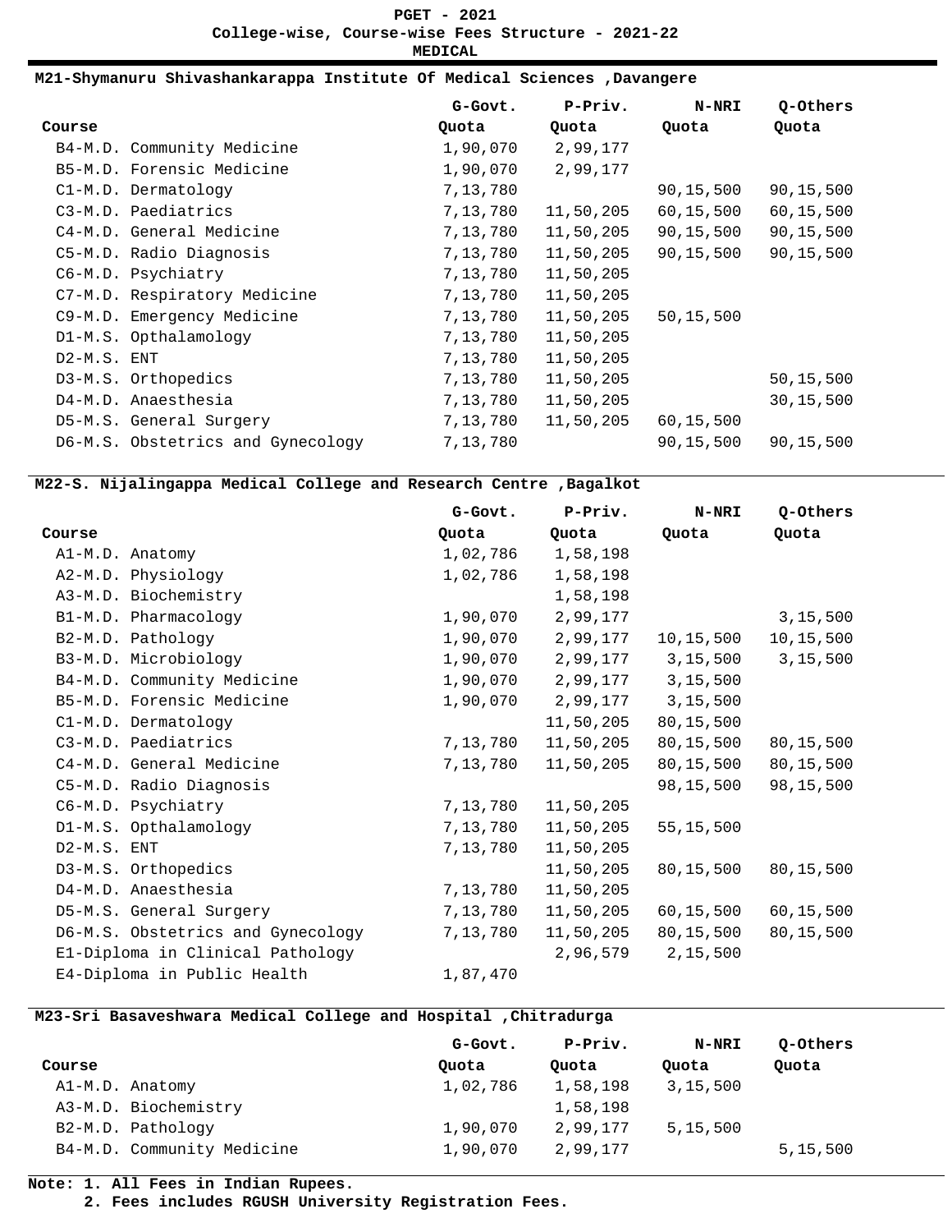# PGET - 2021

## College-wise, Course-wise Fees Structure - 2021-22

### MEDICAL

**M21-Shymanuru Shivashankarappa Institute Of Medical Sciences ,Davangere**

| Course | G-Govt. Quota | P-Priv. Quota | N-NRI Quota | Q-Others Quota |
|---|---|---|---|---|
| B4-M.D. Community Medicine | 1,90,070 | 2,99,177 | | |
| B5-M.D. Forensic Medicine | 1,90,070 | 2,99,177 | | |
| C1-M.D. Dermatology | 7,13,780 | | 90,15,500 | 90,15,500 |
| C3-M.D. Paediatrics | 7,13,780 | 11,50,205 | 60,15,500 | 60,15,500 |
| C4-M.D. General Medicine | 7,13,780 | 11,50,205 | 90,15,500 | 90,15,500 |
| C5-M.D. Radio Diagnosis | 7,13,780 | 11,50,205 | 90,15,500 | 90,15,500 |
| C6-M.D. Psychiatry | 7,13,780 | 11,50,205 | | |
| C7-M.D. Respiratory Medicine | 7,13,780 | 11,50,205 | | |
| C9-M.D. Emergency Medicine | 7,13,780 | 11,50,205 | 50,15,500 | |
| D1-M.S. Opthalamology | 7,13,780 | 11,50,205 | | |
| D2-M.S. ENT | 7,13,780 | 11,50,205 | | |
| D3-M.S. Orthopedics | 7,13,780 | 11,50,205 | | 50,15,500 |
| D4-M.D. Anaesthesia | 7,13,780 | 11,50,205 | | 30,15,500 |
| D5-M.S. General Surgery | 7,13,780 | 11,50,205 | 60,15,500 | |
| D6-M.S. Obstetrics and Gynecology | 7,13,780 | | 90,15,500 | 90,15,500 |

**M22-S. Nijalingappa Medical College and Research Centre ,Bagalkot**

| Course | G-Govt. Quota | P-Priv. Quota | N-NRI Quota | Q-Others Quota |
|---|---|---|---|---|
| A1-M.D. Anatomy | 1,02,786 | 1,58,198 | | |
| A2-M.D. Physiology | 1,02,786 | 1,58,198 | | |
| A3-M.D. Biochemistry | | 1,58,198 | | |
| B1-M.D. Pharmacology | 1,90,070 | 2,99,177 | | 3,15,500 |
| B2-M.D. Pathology | 1,90,070 | 2,99,177 | 10,15,500 | 10,15,500 |
| B3-M.D. Microbiology | 1,90,070 | 2,99,177 | 3,15,500 | 3,15,500 |
| B4-M.D. Community Medicine | 1,90,070 | 2,99,177 | 3,15,500 | |
| B5-M.D. Forensic Medicine | 1,90,070 | 2,99,177 | 3,15,500 | |
| C1-M.D. Dermatology | | 11,50,205 | 80,15,500 | |
| C3-M.D. Paediatrics | 7,13,780 | 11,50,205 | 80,15,500 | 80,15,500 |
| C4-M.D. General Medicine | 7,13,780 | 11,50,205 | 80,15,500 | 80,15,500 |
| C5-M.D. Radio Diagnosis | | | 98,15,500 | 98,15,500 |
| C6-M.D. Psychiatry | 7,13,780 | 11,50,205 | | |
| D1-M.S. Opthalamology | 7,13,780 | 11,50,205 | 55,15,500 | |
| D2-M.S. ENT | 7,13,780 | 11,50,205 | | |
| D3-M.S. Orthopedics | | 11,50,205 | 80,15,500 | 80,15,500 |
| D4-M.D. Anaesthesia | 7,13,780 | 11,50,205 | | |
| D5-M.S. General Surgery | 7,13,780 | 11,50,205 | 60,15,500 | 60,15,500 |
| D6-M.S. Obstetrics and Gynecology | 7,13,780 | 11,50,205 | 80,15,500 | 80,15,500 |
| E1-Diploma in Clinical Pathology | | 2,96,579 | 2,15,500 | |
| E4-Diploma in Public Health | 1,87,470 | | | |

**M23-Sri Basaveshwara Medical College and Hospital ,Chitradurga**

| Course | G-Govt. Quota | P-Priv. Quota | N-NRI Quota | Q-Others Quota |
|---|---|---|---|---|
| A1-M.D. Anatomy | 1,02,786 | 1,58,198 | 3,15,500 | |
| A3-M.D. Biochemistry | | 1,58,198 | | |
| B2-M.D. Pathology | 1,90,070 | 2,99,177 | 5,15,500 | |
| B4-M.D. Community Medicine | 1,90,070 | 2,99,177 | | 5,15,500 |

**Note: 1. All Fees in Indian Rupees.**
**2. Fees includes RGUSH University Registration Fees.**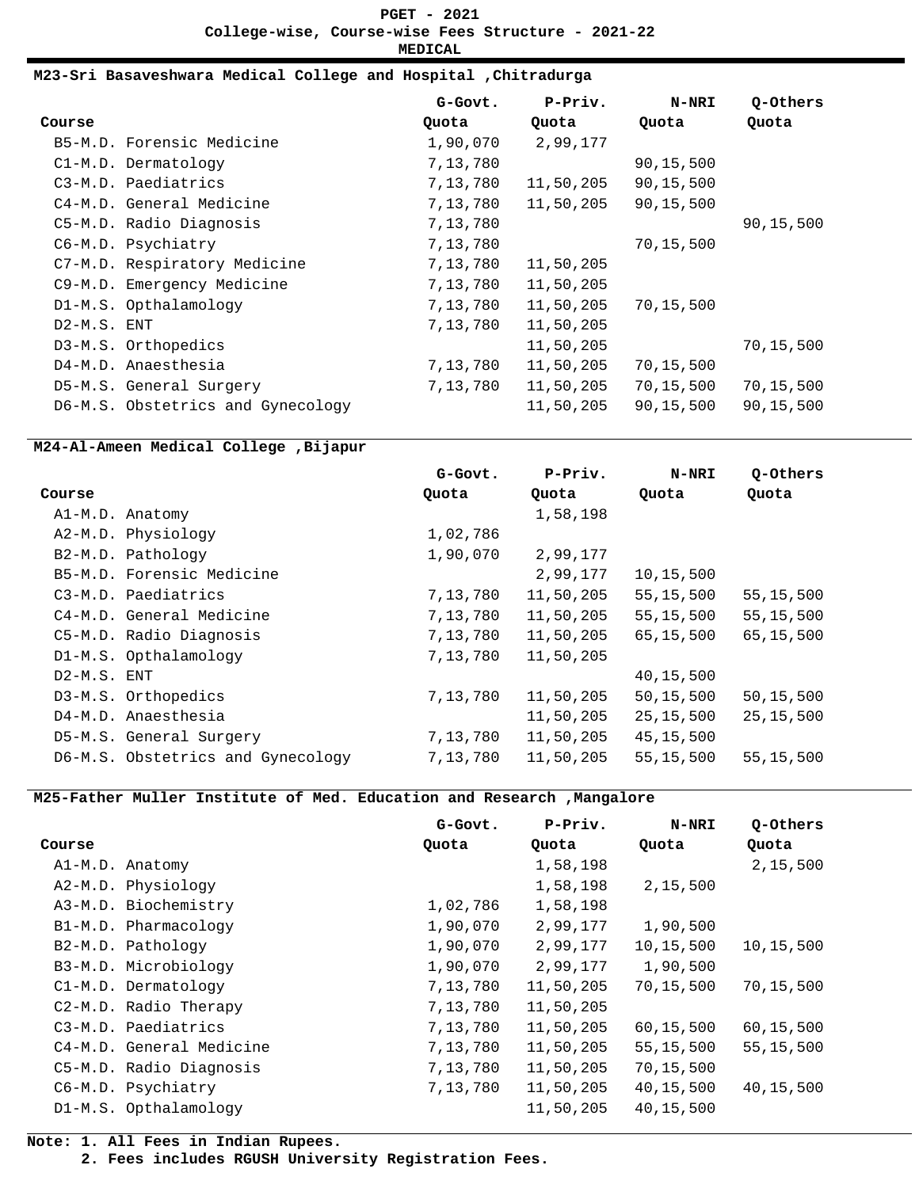**PGET - 2021**
**College-wise, Course-wise Fees Structure - 2021-22**
**MEDICAL**

### M23-Sri Basaveshwara Medical College and Hospital ,Chitradurga

| Course | G-Govt. Quota | P-Priv. Quota | N-NRI Quota | Q-Others Quota |
|---|---|---|---|---|
| B5-M.D. Forensic Medicine | 1,90,070 | 2,99,177 | | |
| C1-M.D. Dermatology | 7,13,780 | | 90,15,500 | |
| C3-M.D. Paediatrics | 7,13,780 | 11,50,205 | 90,15,500 | |
| C4-M.D. General Medicine | 7,13,780 | 11,50,205 | 90,15,500 | |
| C5-M.D. Radio Diagnosis | 7,13,780 | | | 90,15,500 |
| C6-M.D. Psychiatry | 7,13,780 | | 70,15,500 | |
| C7-M.D. Respiratory Medicine | 7,13,780 | 11,50,205 | | |
| C9-M.D. Emergency Medicine | 7,13,780 | 11,50,205 | | |
| D1-M.S. Opthalamology | 7,13,780 | 11,50,205 | 70,15,500 | |
| D2-M.S. ENT | 7,13,780 | 11,50,205 | | |
| D3-M.S. Orthopedics | | 11,50,205 | | 70,15,500 |
| D4-M.D. Anaesthesia | 7,13,780 | 11,50,205 | 70,15,500 | |
| D5-M.S. General Surgery | 7,13,780 | 11,50,205 | 70,15,500 | 70,15,500 |
| D6-M.S. Obstetrics and Gynecology | | 11,50,205 | 90,15,500 | 90,15,500 |

### M24-Al-Ameen Medical College ,Bijapur

| Course | G-Govt. Quota | P-Priv. Quota | N-NRI Quota | Q-Others Quota |
|---|---|---|---|---|
| A1-M.D. Anatomy | | 1,58,198 | | |
| A2-M.D. Physiology | 1,02,786 | | | |
| B2-M.D. Pathology | 1,90,070 | 2,99,177 | | |
| B5-M.D. Forensic Medicine | | 2,99,177 | 10,15,500 | |
| C3-M.D. Paediatrics | 7,13,780 | 11,50,205 | 55,15,500 | 55,15,500 |
| C4-M.D. General Medicine | 7,13,780 | 11,50,205 | 55,15,500 | 55,15,500 |
| C5-M.D. Radio Diagnosis | 7,13,780 | 11,50,205 | 65,15,500 | 65,15,500 |
| D1-M.S. Opthalamology | 7,13,780 | 11,50,205 | | |
| D2-M.S. ENT | | | 40,15,500 | |
| D3-M.S. Orthopedics | 7,13,780 | 11,50,205 | 50,15,500 | 50,15,500 |
| D4-M.D. Anaesthesia | | 11,50,205 | 25,15,500 | 25,15,500 |
| D5-M.S. General Surgery | 7,13,780 | 11,50,205 | 45,15,500 | |
| D6-M.S. Obstetrics and Gynecology | 7,13,780 | 11,50,205 | 55,15,500 | 55,15,500 |

### M25-Father Muller Institute of Med. Education and Research ,Mangalore

| Course | G-Govt. Quota | P-Priv. Quota | N-NRI Quota | Q-Others Quota |
|---|---|---|---|---|
| A1-M.D. Anatomy | | 1,58,198 | | 2,15,500 |
| A2-M.D. Physiology | | 1,58,198 | 2,15,500 | |
| A3-M.D. Biochemistry | 1,02,786 | 1,58,198 | | |
| B1-M.D. Pharmacology | 1,90,070 | 2,99,177 | 1,90,500 | |
| B2-M.D. Pathology | 1,90,070 | 2,99,177 | 10,15,500 | 10,15,500 |
| B3-M.D. Microbiology | 1,90,070 | 2,99,177 | 1,90,500 | |
| C1-M.D. Dermatology | 7,13,780 | 11,50,205 | 70,15,500 | 70,15,500 |
| C2-M.D. Radio Therapy | 7,13,780 | 11,50,205 | | |
| C3-M.D. Paediatrics | 7,13,780 | 11,50,205 | 60,15,500 | 60,15,500 |
| C4-M.D. General Medicine | 7,13,780 | 11,50,205 | 55,15,500 | 55,15,500 |
| C5-M.D. Radio Diagnosis | 7,13,780 | 11,50,205 | 70,15,500 | |
| C6-M.D. Psychiatry | 7,13,780 | 11,50,205 | 40,15,500 | 40,15,500 |
| D1-M.S. Opthalamology | | 11,50,205 | 40,15,500 | |

**Note: 1. All Fees in Indian Rupees.**
**2. Fees includes RGUSH University Registration Fees.**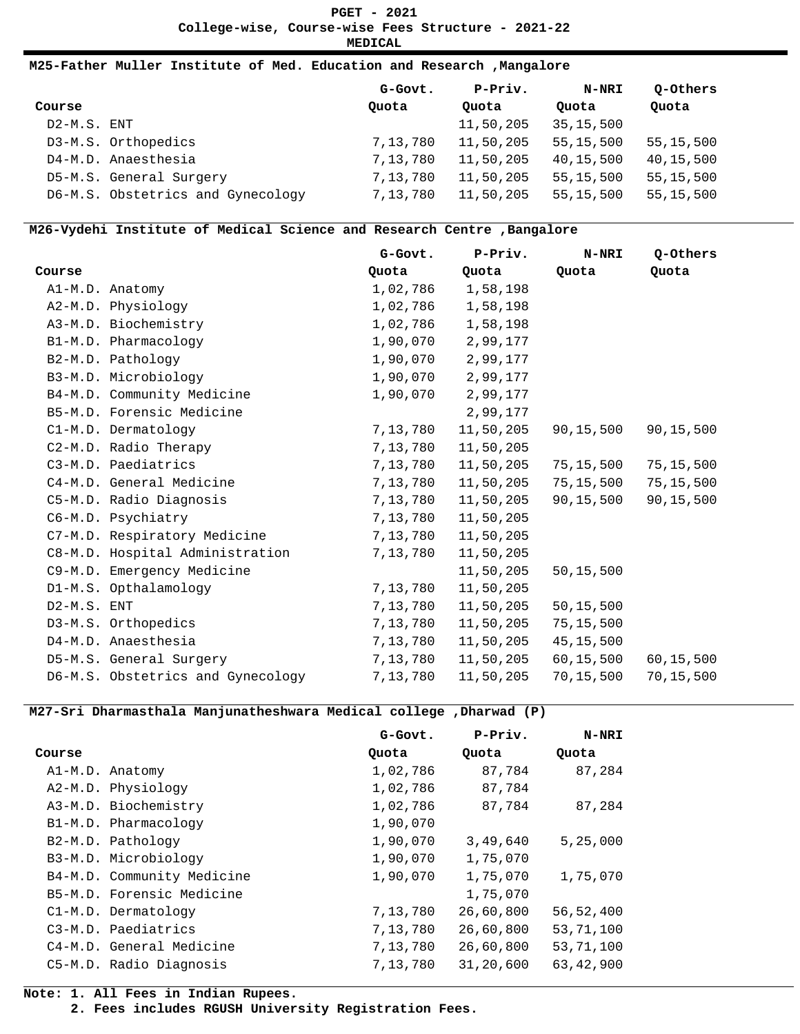**PGET - 2021**
**College-wise, Course-wise Fees Structure - 2021-22**
**MEDICAL**

### M25-Father Muller Institute of Med. Education and Research ,Mangalore

| Course | G-Govt. Quota | P-Priv. Quota | N-NRI Quota | Q-Others Quota |
|---|---|---|---|---|
| D2-M.S. ENT | | 11,50,205 | 35,15,500 | |
| D3-M.S. Orthopedics | 7,13,780 | 11,50,205 | 55,15,500 | 55,15,500 |
| D4-M.D. Anaesthesia | 7,13,780 | 11,50,205 | 40,15,500 | 40,15,500 |
| D5-M.S. General Surgery | 7,13,780 | 11,50,205 | 55,15,500 | 55,15,500 |
| D6-M.S. Obstetrics and Gynecology | 7,13,780 | 11,50,205 | 55,15,500 | 55,15,500 |

### M26-Vydehi Institute of Medical Science and Research Centre ,Bangalore

| Course | G-Govt. Quota | P-Priv. Quota | N-NRI Quota | Q-Others Quota |
|---|---|---|---|---|
| A1-M.D. Anatomy | 1,02,786 | 1,58,198 | | |
| A2-M.D. Physiology | 1,02,786 | 1,58,198 | | |
| A3-M.D. Biochemistry | 1,02,786 | 1,58,198 | | |
| B1-M.D. Pharmacology | 1,90,070 | 2,99,177 | | |
| B2-M.D. Pathology | 1,90,070 | 2,99,177 | | |
| B3-M.D. Microbiology | 1,90,070 | 2,99,177 | | |
| B4-M.D. Community Medicine | 1,90,070 | 2,99,177 | | |
| B5-M.D. Forensic Medicine | | 2,99,177 | | |
| C1-M.D. Dermatology | 7,13,780 | 11,50,205 | 90,15,500 | 90,15,500 |
| C2-M.D. Radio Therapy | 7,13,780 | 11,50,205 | | |
| C3-M.D. Paediatrics | 7,13,780 | 11,50,205 | 75,15,500 | 75,15,500 |
| C4-M.D. General Medicine | 7,13,780 | 11,50,205 | 75,15,500 | 75,15,500 |
| C5-M.D. Radio Diagnosis | 7,13,780 | 11,50,205 | 90,15,500 | 90,15,500 |
| C6-M.D. Psychiatry | 7,13,780 | 11,50,205 | | |
| C7-M.D. Respiratory Medicine | 7,13,780 | 11,50,205 | | |
| C8-M.D. Hospital Administration | 7,13,780 | 11,50,205 | | |
| C9-M.D. Emergency Medicine | | 11,50,205 | 50,15,500 | |
| D1-M.S. Opthalamology | 7,13,780 | 11,50,205 | | |
| D2-M.S. ENT | 7,13,780 | 11,50,205 | 50,15,500 | |
| D3-M.S. Orthopedics | 7,13,780 | 11,50,205 | 75,15,500 | |
| D4-M.D. Anaesthesia | 7,13,780 | 11,50,205 | 45,15,500 | |
| D5-M.S. General Surgery | 7,13,780 | 11,50,205 | 60,15,500 | 60,15,500 |
| D6-M.S. Obstetrics and Gynecology | 7,13,780 | 11,50,205 | 70,15,500 | 70,15,500 |

### M27-Sri Dharmasthala Manjunatheshwara Medical college ,Dharwad (P)

| Course | G-Govt. Quota | P-Priv. Quota | N-NRI Quota |
|---|---|---|---|
| A1-M.D. Anatomy | 1,02,786 | 87,784 | 87,284 |
| A2-M.D. Physiology | 1,02,786 | 87,784 | |
| A3-M.D. Biochemistry | 1,02,786 | 87,784 | 87,284 |
| B1-M.D. Pharmacology | 1,90,070 | | |
| B2-M.D. Pathology | 1,90,070 | 3,49,640 | 5,25,000 |
| B3-M.D. Microbiology | 1,90,070 | 1,75,070 | |
| B4-M.D. Community Medicine | 1,90,070 | 1,75,070 | 1,75,070 |
| B5-M.D. Forensic Medicine | | 1,75,070 | |
| C1-M.D. Dermatology | 7,13,780 | 26,60,800 | 56,52,400 |
| C3-M.D. Paediatrics | 7,13,780 | 26,60,800 | 53,71,100 |
| C4-M.D. General Medicine | 7,13,780 | 26,60,800 | 53,71,100 |
| C5-M.D. Radio Diagnosis | 7,13,780 | 31,20,600 | 63,42,900 |

**Note: 1. All Fees in Indian Rupees.**
**2. Fees includes RGUSH University Registration Fees.**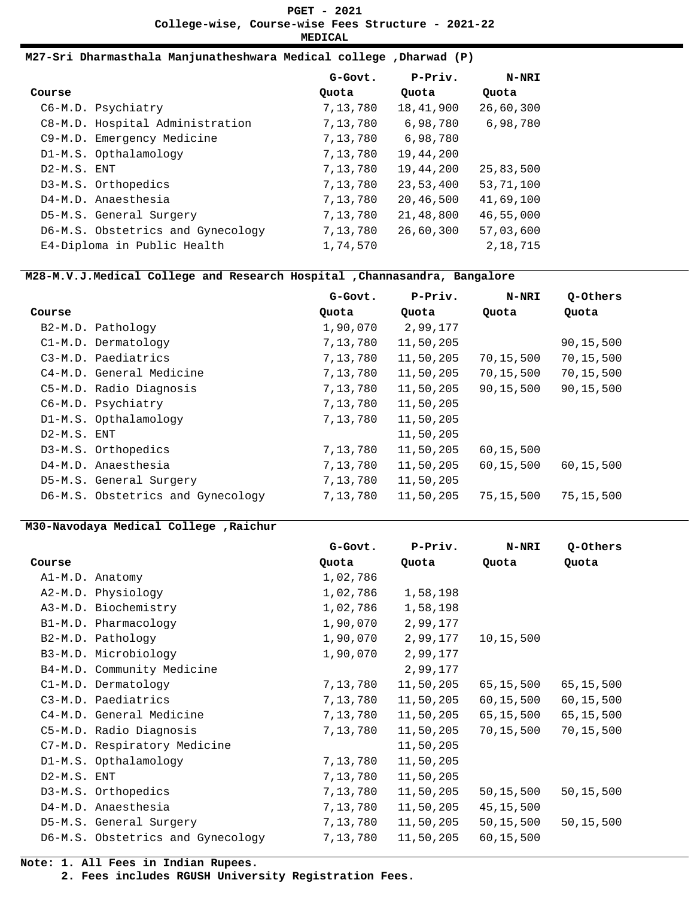**PGET - 2021**

**College-wise, Course-wise Fees Structure - 2021-22**

**MEDICAL**

### M27-Sri Dharmasthala Manjunatheshwara Medical college ,Dharwad (P)

| Course | G-Govt. Quota | P-Priv. Quota | N-NRI Quota |
|---|---|---|---|
| C6-M.D. Psychiatry | 7,13,780 | 18,41,900 | 26,60,300 |
| C8-M.D. Hospital Administration | 7,13,780 | 6,98,780 | 6,98,780 |
| C9-M.D. Emergency Medicine | 7,13,780 | 6,98,780 | |
| D1-M.S. Opthalamology | 7,13,780 | 19,44,200 | |
| D2-M.S. ENT | 7,13,780 | 19,44,200 | 25,83,500 |
| D3-M.S. Orthopedics | 7,13,780 | 23,53,400 | 53,71,100 |
| D4-M.D. Anaesthesia | 7,13,780 | 20,46,500 | 41,69,100 |
| D5-M.S. General Surgery | 7,13,780 | 21,48,800 | 46,55,000 |
| D6-M.S. Obstetrics and Gynecology | 7,13,780 | 26,60,300 | 57,03,600 |
| E4-Diploma in Public Health | 1,74,570 | | 2,18,715 |

### M28-M.V.J.Medical College and Research Hospital ,Channasandra, Bangalore

| Course | G-Govt. Quota | P-Priv. Quota | N-NRI Quota | Q-Others Quota |
|---|---|---|---|---|
| B2-M.D. Pathology | 1,90,070 | 2,99,177 | | |
| C1-M.D. Dermatology | 7,13,780 | 11,50,205 | | 90,15,500 |
| C3-M.D. Paediatrics | 7,13,780 | 11,50,205 | 70,15,500 | 70,15,500 |
| C4-M.D. General Medicine | 7,13,780 | 11,50,205 | 70,15,500 | 70,15,500 |
| C5-M.D. Radio Diagnosis | 7,13,780 | 11,50,205 | 90,15,500 | 90,15,500 |
| C6-M.D. Psychiatry | 7,13,780 | 11,50,205 | | |
| D1-M.S. Opthalamology | 7,13,780 | 11,50,205 | | |
| D2-M.S. ENT | | 11,50,205 | | |
| D3-M.S. Orthopedics | 7,13,780 | 11,50,205 | 60,15,500 | |
| D4-M.D. Anaesthesia | 7,13,780 | 11,50,205 | 60,15,500 | 60,15,500 |
| D5-M.S. General Surgery | 7,13,780 | 11,50,205 | | |
| D6-M.S. Obstetrics and Gynecology | 7,13,780 | 11,50,205 | 75,15,500 | 75,15,500 |

### M30-Navodaya Medical College ,Raichur

| Course | G-Govt. Quota | P-Priv. Quota | N-NRI Quota | Q-Others Quota |
|---|---|---|---|---|
| A1-M.D. Anatomy | 1,02,786 | | | |
| A2-M.D. Physiology | 1,02,786 | 1,58,198 | | |
| A3-M.D. Biochemistry | 1,02,786 | 1,58,198 | | |
| B1-M.D. Pharmacology | 1,90,070 | 2,99,177 | | |
| B2-M.D. Pathology | 1,90,070 | 2,99,177 | 10,15,500 | |
| B3-M.D. Microbiology | 1,90,070 | 2,99,177 | | |
| B4-M.D. Community Medicine | | 2,99,177 | | |
| C1-M.D. Dermatology | 7,13,780 | 11,50,205 | 65,15,500 | 65,15,500 |
| C3-M.D. Paediatrics | 7,13,780 | 11,50,205 | 60,15,500 | 60,15,500 |
| C4-M.D. General Medicine | 7,13,780 | 11,50,205 | 65,15,500 | 65,15,500 |
| C5-M.D. Radio Diagnosis | 7,13,780 | 11,50,205 | 70,15,500 | 70,15,500 |
| C7-M.D. Respiratory Medicine | | 11,50,205 | | |
| D1-M.S. Opthalamology | 7,13,780 | 11,50,205 | | |
| D2-M.S. ENT | 7,13,780 | 11,50,205 | | |
| D3-M.S. Orthopedics | 7,13,780 | 11,50,205 | 50,15,500 | 50,15,500 |
| D4-M.D. Anaesthesia | 7,13,780 | 11,50,205 | 45,15,500 | |
| D5-M.S. General Surgery | 7,13,780 | 11,50,205 | 50,15,500 | 50,15,500 |
| D6-M.S. Obstetrics and Gynecology | 7,13,780 | 11,50,205 | 60,15,500 | |

**Note: 1. All Fees in Indian Rupees.**

**2. Fees includes RGUSH University Registration Fees.**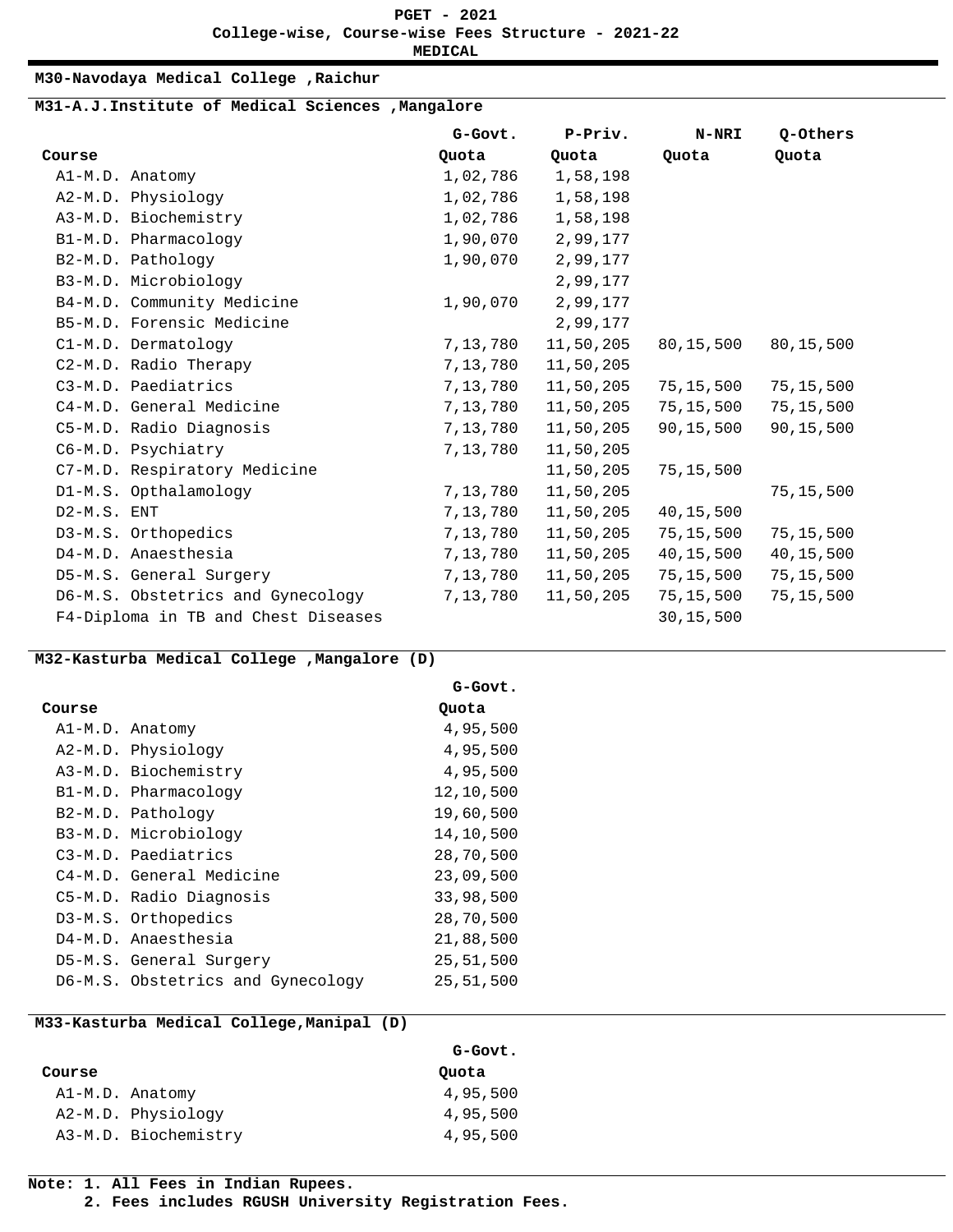**PGET - 2021**
**College-wise, Course-wise Fees Structure - 2021-22**
**MEDICAL**

### M30-Navodaya Medical College ,Raichur

### M31-A.J.Institute of Medical Sciences ,Mangalore

| Course | G-Govt. Quota | P-Priv. Quota | N-NRI Quota | Q-Others Quota |
|---|---|---|---|---|
| A1-M.D. Anatomy | 1,02,786 | 1,58,198 | | |
| A2-M.D. Physiology | 1,02,786 | 1,58,198 | | |
| A3-M.D. Biochemistry | 1,02,786 | 1,58,198 | | |
| B1-M.D. Pharmacology | 1,90,070 | 2,99,177 | | |
| B2-M.D. Pathology | 1,90,070 | 2,99,177 | | |
| B3-M.D. Microbiology | | 2,99,177 | | |
| B4-M.D. Community Medicine | 1,90,070 | 2,99,177 | | |
| B5-M.D. Forensic Medicine | | 2,99,177 | | |
| C1-M.D. Dermatology | 7,13,780 | 11,50,205 | 80,15,500 | 80,15,500 |
| C2-M.D. Radio Therapy | 7,13,780 | 11,50,205 | | |
| C3-M.D. Paediatrics | 7,13,780 | 11,50,205 | 75,15,500 | 75,15,500 |
| C4-M.D. General Medicine | 7,13,780 | 11,50,205 | 75,15,500 | 75,15,500 |
| C5-M.D. Radio Diagnosis | 7,13,780 | 11,50,205 | 90,15,500 | 90,15,500 |
| C6-M.D. Psychiatry | 7,13,780 | 11,50,205 | | |
| C7-M.D. Respiratory Medicine | | 11,50,205 | 75,15,500 | |
| D1-M.S. Opthalamology | 7,13,780 | 11,50,205 | | 75,15,500 |
| D2-M.S. ENT | 7,13,780 | 11,50,205 | 40,15,500 | |
| D3-M.S. Orthopedics | 7,13,780 | 11,50,205 | 75,15,500 | 75,15,500 |
| D4-M.D. Anaesthesia | 7,13,780 | 11,50,205 | 40,15,500 | 40,15,500 |
| D5-M.S. General Surgery | 7,13,780 | 11,50,205 | 75,15,500 | 75,15,500 |
| D6-M.S. Obstetrics and Gynecology | 7,13,780 | 11,50,205 | 75,15,500 | 75,15,500 |
| F4-Diploma in TB and Chest Diseases | | | 30,15,500 | |

### M32-Kasturba Medical College ,Mangalore (D)

| Course | G-Govt. Quota |
|---|---|
| A1-M.D. Anatomy | 4,95,500 |
| A2-M.D. Physiology | 4,95,500 |
| A3-M.D. Biochemistry | 4,95,500 |
| B1-M.D. Pharmacology | 12,10,500 |
| B2-M.D. Pathology | 19,60,500 |
| B3-M.D. Microbiology | 14,10,500 |
| C3-M.D. Paediatrics | 28,70,500 |
| C4-M.D. General Medicine | 23,09,500 |
| C5-M.D. Radio Diagnosis | 33,98,500 |
| D3-M.S. Orthopedics | 28,70,500 |
| D4-M.D. Anaesthesia | 21,88,500 |
| D5-M.S. General Surgery | 25,51,500 |
| D6-M.S. Obstetrics and Gynecology | 25,51,500 |

### M33-Kasturba Medical College,Manipal (D)

| Course | G-Govt. Quota |
|---|---|
| A1-M.D. Anatomy | 4,95,500 |
| A2-M.D. Physiology | 4,95,500 |
| A3-M.D. Biochemistry | 4,95,500 |

**Note: 1. All Fees in Indian Rupees.**
**2. Fees includes RGUSH University Registration Fees.**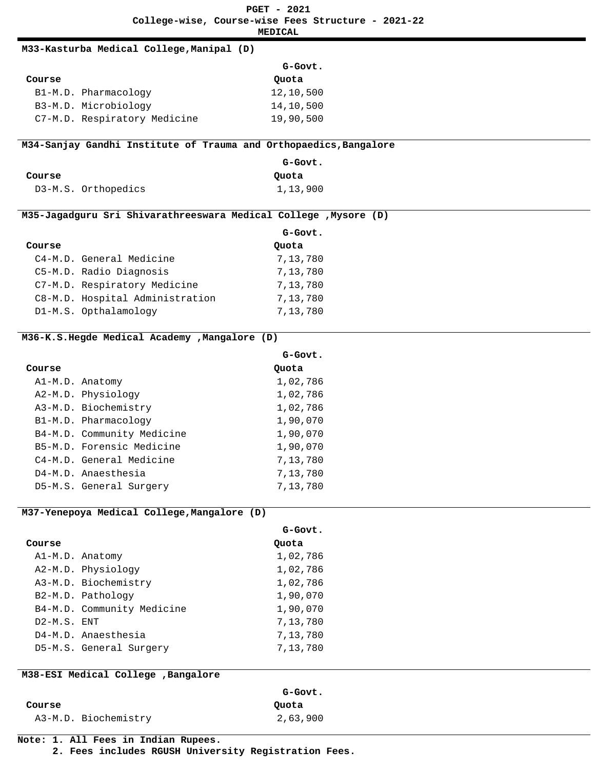# PGET - 2021

## College-wise, Course-wise Fees Structure - 2021-22

### MEDICAL

**M33-Kasturba Medical College,Manipal (D)**

| Course | G-Govt. Quota |
|---|---|
| B1-M.D. Pharmacology | 12,10,500 |
| B3-M.D. Microbiology | 14,10,500 |
| C7-M.D. Respiratory Medicine | 19,90,500 |

**M34-Sanjay Gandhi Institute of Trauma and Orthopaedics,Bangalore**

| Course | G-Govt. Quota |
|---|---|
| D3-M.S. Orthopedics | 1,13,900 |

**M35-Jagadguru Sri Shivarathreeswara Medical College ,Mysore (D)**

| Course | G-Govt. Quota |
|---|---|
| C4-M.D. General Medicine | 7,13,780 |
| C5-M.D. Radio Diagnosis | 7,13,780 |
| C7-M.D. Respiratory Medicine | 7,13,780 |
| C8-M.D. Hospital Administration | 7,13,780 |
| D1-M.S. Opthalamology | 7,13,780 |

**M36-K.S.Hegde Medical Academy ,Mangalore (D)**

| Course | G-Govt. Quota |
|---|---|
| A1-M.D. Anatomy | 1,02,786 |
| A2-M.D. Physiology | 1,02,786 |
| A3-M.D. Biochemistry | 1,02,786 |
| B1-M.D. Pharmacology | 1,90,070 |
| B4-M.D. Community Medicine | 1,90,070 |
| B5-M.D. Forensic Medicine | 1,90,070 |
| C4-M.D. General Medicine | 7,13,780 |
| D4-M.D. Anaesthesia | 7,13,780 |
| D5-M.S. General Surgery | 7,13,780 |

**M37-Yenepoya Medical College,Mangalore (D)**

| Course | G-Govt. Quota |
|---|---|
| A1-M.D. Anatomy | 1,02,786 |
| A2-M.D. Physiology | 1,02,786 |
| A3-M.D. Biochemistry | 1,02,786 |
| B2-M.D. Pathology | 1,90,070 |
| B4-M.D. Community Medicine | 1,90,070 |
| D2-M.S. ENT | 7,13,780 |
| D4-M.D. Anaesthesia | 7,13,780 |
| D5-M.S. General Surgery | 7,13,780 |

**M38-ESI Medical College ,Bangalore**

| Course | G-Govt. Quota |
|---|---|
| A3-M.D. Biochemistry | 2,63,900 |

**Note: 1. All Fees in Indian Rupees.**
**2. Fees includes RGUSH University Registration Fees.**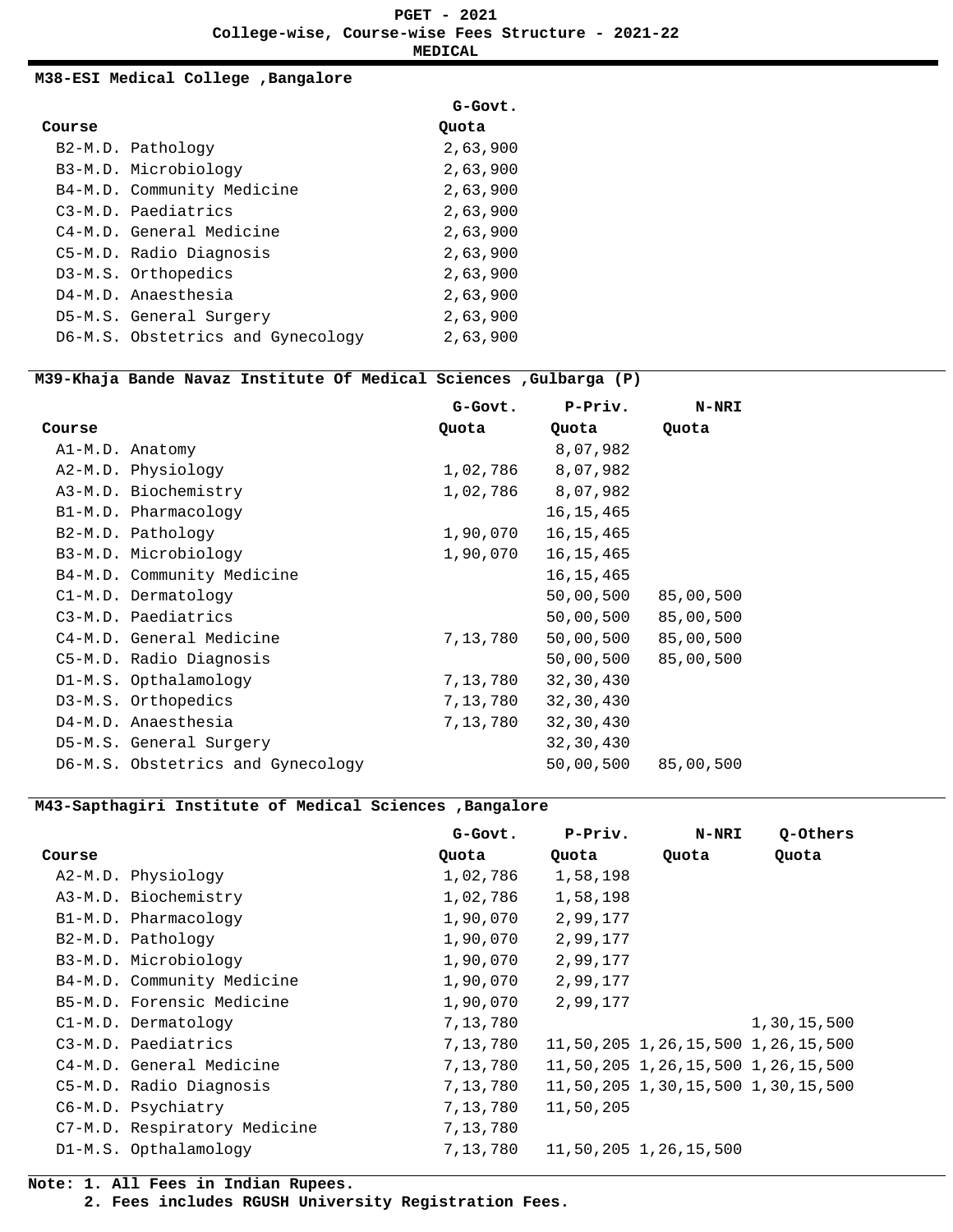**PGET - 2021**
**College-wise, Course-wise Fees Structure - 2021-22**
**MEDICAL**

## M38-ESI Medical College ,Bangalore

| Course | G-Govt. Quota |
|---|---|
| B2-M.D. Pathology | 2,63,900 |
| B3-M.D. Microbiology | 2,63,900 |
| B4-M.D. Community Medicine | 2,63,900 |
| C3-M.D. Paediatrics | 2,63,900 |
| C4-M.D. General Medicine | 2,63,900 |
| C5-M.D. Radio Diagnosis | 2,63,900 |
| D3-M.S. Orthopedics | 2,63,900 |
| D4-M.D. Anaesthesia | 2,63,900 |
| D5-M.S. General Surgery | 2,63,900 |
| D6-M.S. Obstetrics and Gynecology | 2,63,900 |

## M39-Khaja Bande Navaz Institute Of Medical Sciences ,Gulbarga (P)

| Course | G-Govt. Quota | P-Priv. Quota | N-NRI Quota |
|---|---|---|---|
| A1-M.D. Anatomy | | 8,07,982 | |
| A2-M.D. Physiology | 1,02,786 | 8,07,982 | |
| A3-M.D. Biochemistry | 1,02,786 | 8,07,982 | |
| B1-M.D. Pharmacology | | 16,15,465 | |
| B2-M.D. Pathology | 1,90,070 | 16,15,465 | |
| B3-M.D. Microbiology | 1,90,070 | 16,15,465 | |
| B4-M.D. Community Medicine | | 16,15,465 | |
| C1-M.D. Dermatology | | 50,00,500 | 85,00,500 |
| C3-M.D. Paediatrics | | 50,00,500 | 85,00,500 |
| C4-M.D. General Medicine | 7,13,780 | 50,00,500 | 85,00,500 |
| C5-M.D. Radio Diagnosis | | 50,00,500 | 85,00,500 |
| D1-M.S. Opthalamology | 7,13,780 | 32,30,430 | |
| D3-M.S. Orthopedics | 7,13,780 | 32,30,430 | |
| D4-M.D. Anaesthesia | 7,13,780 | 32,30,430 | |
| D5-M.S. General Surgery | | 32,30,430 | |
| D6-M.S. Obstetrics and Gynecology | | 50,00,500 | 85,00,500 |

## M43-Sapthagiri Institute of Medical Sciences ,Bangalore

| Course | G-Govt. Quota | P-Priv. Quota | N-NRI Quota | Q-Others Quota |
|---|---|---|---|---|
| A2-M.D. Physiology | 1,02,786 | 1,58,198 | | |
| A3-M.D. Biochemistry | 1,02,786 | 1,58,198 | | |
| B1-M.D. Pharmacology | 1,90,070 | 2,99,177 | | |
| B2-M.D. Pathology | 1,90,070 | 2,99,177 | | |
| B3-M.D. Microbiology | 1,90,070 | 2,99,177 | | |
| B4-M.D. Community Medicine | 1,90,070 | 2,99,177 | | |
| B5-M.D. Forensic Medicine | 1,90,070 | 2,99,177 | | |
| C1-M.D. Dermatology | 7,13,780 | | | 1,30,15,500 |
| C3-M.D. Paediatrics | 7,13,780 | 11,50,205 | 1,26,15,500 | 1,26,15,500 |
| C4-M.D. General Medicine | 7,13,780 | 11,50,205 | 1,26,15,500 | 1,26,15,500 |
| C5-M.D. Radio Diagnosis | 7,13,780 | 11,50,205 | 1,30,15,500 | 1,30,15,500 |
| C6-M.D. Psychiatry | 7,13,780 | 11,50,205 | | |
| C7-M.D. Respiratory Medicine | 7,13,780 | | | |
| D1-M.S. Opthalamology | 7,13,780 | 11,50,205 | 1,26,15,500 | |

**Note: 1. All Fees in Indian Rupees.**
**2. Fees includes RGUSH University Registration Fees.**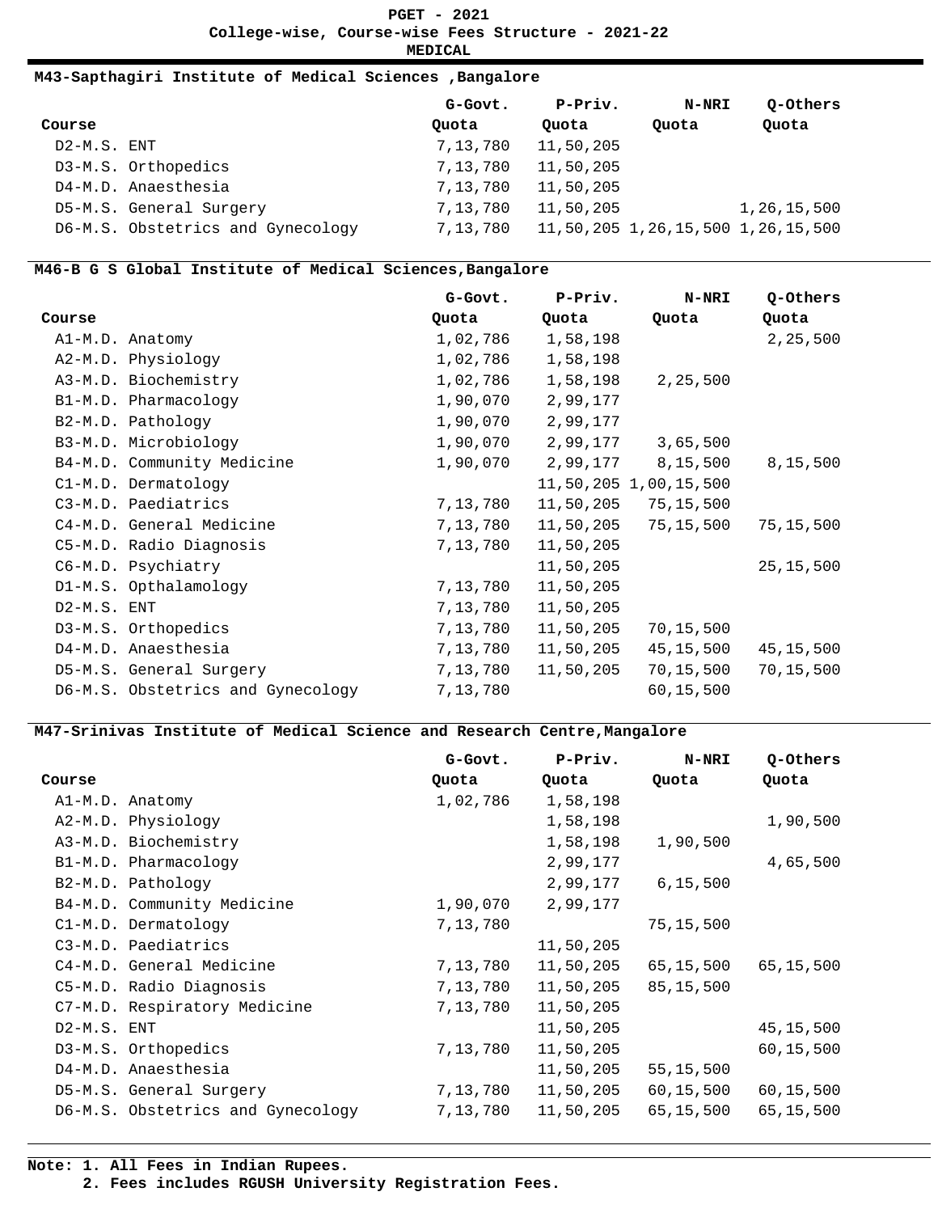# PGET - 2021

## College-wise, Course-wise Fees Structure - 2021-22

## MEDICAL

### M43-Sapthagiri Institute of Medical Sciences ,Bangalore

| Course | G-Govt. Quota | P-Priv. Quota | N-NRI Quota | Q-Others Quota |
|---|---|---|---|---|
| D2-M.S. ENT | 7,13,780 | 11,50,205 | | |
| D3-M.S. Orthopedics | 7,13,780 | 11,50,205 | | |
| D4-M.D. Anaesthesia | 7,13,780 | 11,50,205 | | |
| D5-M.S. General Surgery | 7,13,780 | 11,50,205 | | 1,26,15,500 |
| D6-M.S. Obstetrics and Gynecology | 7,13,780 | 11,50,205 | 1,26,15,500 | 1,26,15,500 |

### M46-B G S Global Institute of Medical Sciences,Bangalore

| Course | G-Govt. Quota | P-Priv. Quota | N-NRI Quota | Q-Others Quota |
|---|---|---|---|---|
| A1-M.D. Anatomy | 1,02,786 | 1,58,198 | | 2,25,500 |
| A2-M.D. Physiology | 1,02,786 | 1,58,198 | | |
| A3-M.D. Biochemistry | 1,02,786 | 1,58,198 | 2,25,500 | |
| B1-M.D. Pharmacology | 1,90,070 | 2,99,177 | | |
| B2-M.D. Pathology | 1,90,070 | 2,99,177 | | |
| B3-M.D. Microbiology | 1,90,070 | 2,99,177 | 3,65,500 | |
| B4-M.D. Community Medicine | 1,90,070 | 2,99,177 | 8,15,500 | 8,15,500 |
| C1-M.D. Dermatology | | 11,50,205 | 1,00,15,500 | |
| C3-M.D. Paediatrics | 7,13,780 | 11,50,205 | 75,15,500 | |
| C4-M.D. General Medicine | 7,13,780 | 11,50,205 | 75,15,500 | 75,15,500 |
| C5-M.D. Radio Diagnosis | 7,13,780 | 11,50,205 | | |
| C6-M.D. Psychiatry | | 11,50,205 | | 25,15,500 |
| D1-M.S. Opthalamology | 7,13,780 | 11,50,205 | | |
| D2-M.S. ENT | 7,13,780 | 11,50,205 | | |
| D3-M.S. Orthopedics | 7,13,780 | 11,50,205 | 70,15,500 | |
| D4-M.D. Anaesthesia | 7,13,780 | 11,50,205 | 45,15,500 | 45,15,500 |
| D5-M.S. General Surgery | 7,13,780 | 11,50,205 | 70,15,500 | 70,15,500 |
| D6-M.S. Obstetrics and Gynecology | 7,13,780 | | 60,15,500 | |

### M47-Srinivas Institute of Medical Science and Research Centre,Mangalore

| Course | G-Govt. Quota | P-Priv. Quota | N-NRI Quota | Q-Others Quota |
|---|---|---|---|---|
| A1-M.D. Anatomy | 1,02,786 | 1,58,198 | | |
| A2-M.D. Physiology | | 1,58,198 | | 1,90,500 |
| A3-M.D. Biochemistry | | 1,58,198 | 1,90,500 | |
| B1-M.D. Pharmacology | | 2,99,177 | | 4,65,500 |
| B2-M.D. Pathology | | 2,99,177 | 6,15,500 | |
| B4-M.D. Community Medicine | 1,90,070 | 2,99,177 | | |
| C1-M.D. Dermatology | 7,13,780 | | 75,15,500 | |
| C3-M.D. Paediatrics | | 11,50,205 | | |
| C4-M.D. General Medicine | 7,13,780 | 11,50,205 | 65,15,500 | 65,15,500 |
| C5-M.D. Radio Diagnosis | 7,13,780 | 11,50,205 | 85,15,500 | |
| C7-M.D. Respiratory Medicine | 7,13,780 | 11,50,205 | | |
| D2-M.S. ENT | | 11,50,205 | | 45,15,500 |
| D3-M.S. Orthopedics | 7,13,780 | 11,50,205 | | 60,15,500 |
| D4-M.D. Anaesthesia | | 11,50,205 | 55,15,500 | |
| D5-M.S. General Surgery | 7,13,780 | 11,50,205 | 60,15,500 | 60,15,500 |
| D6-M.S. Obstetrics and Gynecology | 7,13,780 | 11,50,205 | 65,15,500 | 65,15,500 |

**Note: 1. All Fees in Indian Rupees.**

**2. Fees includes RGUSH University Registration Fees.**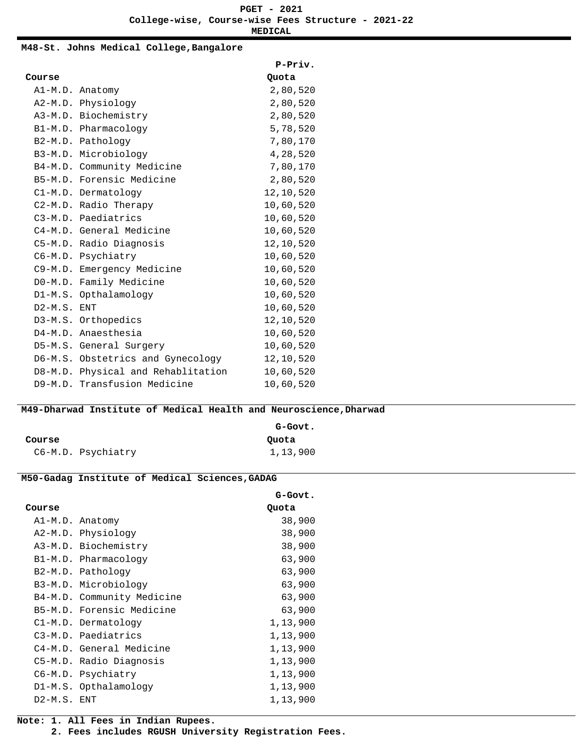**PGET - 2021**

**College-wise, Course-wise Fees Structure - 2021-22**

**MEDICAL**

**M48-St. Johns Medical College,Bangalore**

| Course | P-Priv. Quota |
|---|---|
| A1-M.D. Anatomy | 2,80,520 |
| A2-M.D. Physiology | 2,80,520 |
| A3-M.D. Biochemistry | 2,80,520 |
| B1-M.D. Pharmacology | 5,78,520 |
| B2-M.D. Pathology | 7,80,170 |
| B3-M.D. Microbiology | 4,28,520 |
| B4-M.D. Community Medicine | 7,80,170 |
| B5-M.D. Forensic Medicine | 2,80,520 |
| C1-M.D. Dermatology | 12,10,520 |
| C2-M.D. Radio Therapy | 10,60,520 |
| C3-M.D. Paediatrics | 10,60,520 |
| C4-M.D. General Medicine | 10,60,520 |
| C5-M.D. Radio Diagnosis | 12,10,520 |
| C6-M.D. Psychiatry | 10,60,520 |
| C9-M.D. Emergency Medicine | 10,60,520 |
| D0-M.D. Family Medicine | 10,60,520 |
| D1-M.S. Opthalamology | 10,60,520 |
| D2-M.S. ENT | 10,60,520 |
| D3-M.S. Orthopedics | 12,10,520 |
| D4-M.D. Anaesthesia | 10,60,520 |
| D5-M.S. General Surgery | 10,60,520 |
| D6-M.S. Obstetrics and Gynecology | 12,10,520 |
| D8-M.D. Physical and Rehablitation | 10,60,520 |
| D9-M.D. Transfusion Medicine | 10,60,520 |

**M49-Dharwad Institute of Medical Health and Neuroscience,Dharwad**

| Course | G-Govt. Quota |
|---|---|
| C6-M.D. Psychiatry | 1,13,900 |

**M50-Gadag Institute of Medical Sciences,GADAG**

| Course | G-Govt. Quota |
|---|---|
| A1-M.D. Anatomy | 38,900 |
| A2-M.D. Physiology | 38,900 |
| A3-M.D. Biochemistry | 38,900 |
| B1-M.D. Pharmacology | 63,900 |
| B2-M.D. Pathology | 63,900 |
| B3-M.D. Microbiology | 63,900 |
| B4-M.D. Community Medicine | 63,900 |
| B5-M.D. Forensic Medicine | 63,900 |
| C1-M.D. Dermatology | 1,13,900 |
| C3-M.D. Paediatrics | 1,13,900 |
| C4-M.D. General Medicine | 1,13,900 |
| C5-M.D. Radio Diagnosis | 1,13,900 |
| C6-M.D. Psychiatry | 1,13,900 |
| D1-M.S. Opthalamology | 1,13,900 |
| D2-M.S. ENT | 1,13,900 |

**Note: 1. All Fees in Indian Rupees.**
**2. Fees includes RGUSH University Registration Fees.**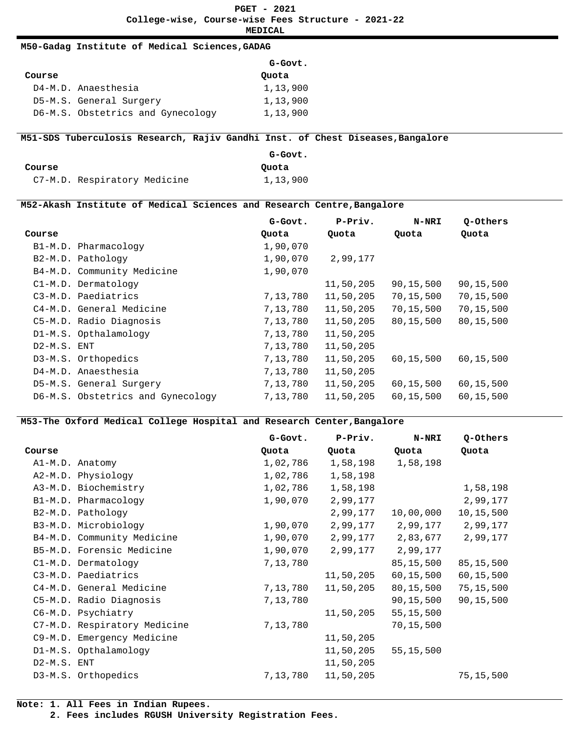## M50-Gadag Institute of Medical Sciences,GADAG

| Course | G-Govt. Quota |
|---|---|
| D4-M.D. Anaesthesia | 1,13,900 |
| D5-M.S. General Surgery | 1,13,900 |
| D6-M.S. Obstetrics and Gynecology | 1,13,900 |

## M51-SDS Tuberculosis Research, Rajiv Gandhi Inst. of Chest Diseases,Bangalore

| Course | G-Govt. Quota |
|---|---|
| C7-M.D. Respiratory Medicine | 1,13,900 |

## M52-Akash Institute of Medical Sciences and Research Centre,Bangalore

| Course | G-Govt. Quota | P-Priv. Quota | N-NRI Quota | Q-Others Quota |
|---|---|---|---|---|
| B1-M.D. Pharmacology | 1,90,070 | | | |
| B2-M.D. Pathology | 1,90,070 | 2,99,177 | | |
| B4-M.D. Community Medicine | 1,90,070 | | | |
| C1-M.D. Dermatology | | 11,50,205 | 90,15,500 | 90,15,500 |
| C3-M.D. Paediatrics | 7,13,780 | 11,50,205 | 70,15,500 | 70,15,500 |
| C4-M.D. General Medicine | 7,13,780 | 11,50,205 | 70,15,500 | 70,15,500 |
| C5-M.D. Radio Diagnosis | 7,13,780 | 11,50,205 | 80,15,500 | 80,15,500 |
| D1-M.S. Opthalamology | 7,13,780 | 11,50,205 | | |
| D2-M.S. ENT | 7,13,780 | 11,50,205 | | |
| D3-M.S. Orthopedics | 7,13,780 | 11,50,205 | 60,15,500 | 60,15,500 |
| D4-M.D. Anaesthesia | 7,13,780 | 11,50,205 | | |
| D5-M.S. General Surgery | 7,13,780 | 11,50,205 | 60,15,500 | 60,15,500 |
| D6-M.S. Obstetrics and Gynecology | 7,13,780 | 11,50,205 | 60,15,500 | 60,15,500 |

## M53-The Oxford Medical College Hospital and Research Center,Bangalore

| Course | G-Govt. Quota | P-Priv. Quota | N-NRI Quota | Q-Others Quota |
|---|---|---|---|---|
| A1-M.D. Anatomy | 1,02,786 | 1,58,198 | 1,58,198 | |
| A2-M.D. Physiology | 1,02,786 | 1,58,198 | | |
| A3-M.D. Biochemistry | 1,02,786 | 1,58,198 | | 1,58,198 |
| B1-M.D. Pharmacology | 1,90,070 | 2,99,177 | | 2,99,177 |
| B2-M.D. Pathology | | 2,99,177 | 10,00,000 | 10,15,500 |
| B3-M.D. Microbiology | 1,90,070 | 2,99,177 | 2,99,177 | 2,99,177 |
| B4-M.D. Community Medicine | 1,90,070 | 2,99,177 | 2,83,677 | 2,99,177 |
| B5-M.D. Forensic Medicine | 1,90,070 | 2,99,177 | 2,99,177 | |
| C1-M.D. Dermatology | 7,13,780 | | 85,15,500 | 85,15,500 |
| C3-M.D. Paediatrics | | 11,50,205 | 60,15,500 | 60,15,500 |
| C4-M.D. General Medicine | 7,13,780 | 11,50,205 | 80,15,500 | 75,15,500 |
| C5-M.D. Radio Diagnosis | 7,13,780 | | 90,15,500 | 90,15,500 |
| C6-M.D. Psychiatry | | 11,50,205 | 55,15,500 | |
| C7-M.D. Respiratory Medicine | 7,13,780 | | 70,15,500 | |
| C9-M.D. Emergency Medicine | | 11,50,205 | | |
| D1-M.S. Opthalamology | | 11,50,205 | 55,15,500 | |
| D2-M.S. ENT | | 11,50,205 | | |
| D3-M.S. Orthopedics | 7,13,780 | 11,50,205 | | 75,15,500 |

**Note: 1. All Fees in Indian Rupees.**
**2. Fees includes RGUSH University Registration Fees.**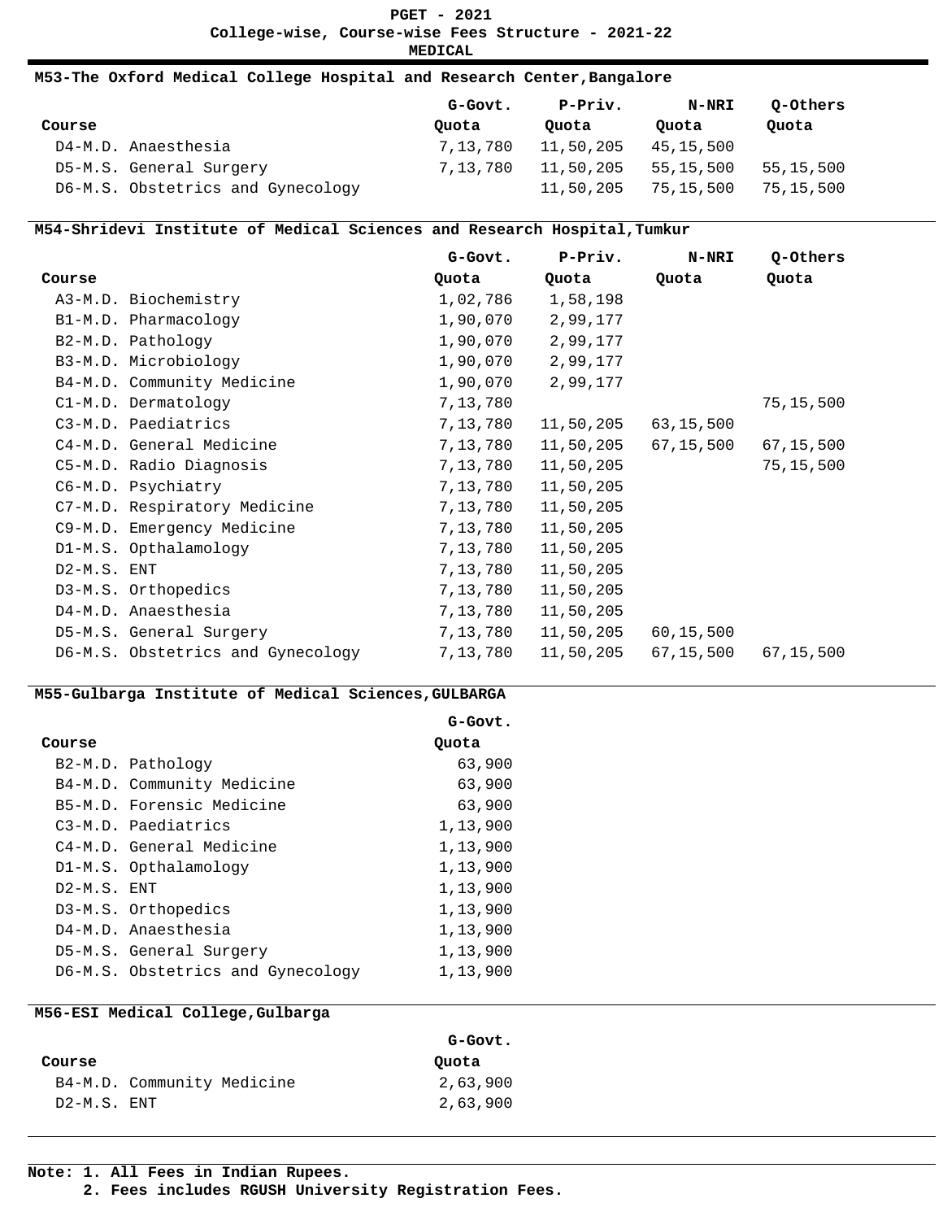**PGET - 2021**
**College-wise, Course-wise Fees Structure - 2021-22**
**MEDICAL**

## M53-The Oxford Medical College Hospital and Research Center,Bangalore

| Course | G-Govt. Quota | P-Priv. Quota | N-NRI Quota | Q-Others Quota |
|---|---|---|---|---|
| D4-M.D. Anaesthesia | 7,13,780 | 11,50,205 | 45,15,500 | |
| D5-M.S. General Surgery | 7,13,780 | 11,50,205 | 55,15,500 | 55,15,500 |
| D6-M.S. Obstetrics and Gynecology | | 11,50,205 | 75,15,500 | 75,15,500 |

## M54-Shridevi Institute of Medical Sciences and Research Hospital,Tumkur

| Course | G-Govt. Quota | P-Priv. Quota | N-NRI Quota | Q-Others Quota |
|---|---|---|---|---|
| A3-M.D. Biochemistry | 1,02,786 | 1,58,198 | | |
| B1-M.D. Pharmacology | 1,90,070 | 2,99,177 | | |
| B2-M.D. Pathology | 1,90,070 | 2,99,177 | | |
| B3-M.D. Microbiology | 1,90,070 | 2,99,177 | | |
| B4-M.D. Community Medicine | 1,90,070 | 2,99,177 | | |
| C1-M.D. Dermatology | 7,13,780 | | | 75,15,500 |
| C3-M.D. Paediatrics | 7,13,780 | 11,50,205 | 63,15,500 | |
| C4-M.D. General Medicine | 7,13,780 | 11,50,205 | 67,15,500 | 67,15,500 |
| C5-M.D. Radio Diagnosis | 7,13,780 | 11,50,205 | | 75,15,500 |
| C6-M.D. Psychiatry | 7,13,780 | 11,50,205 | | |
| C7-M.D. Respiratory Medicine | 7,13,780 | 11,50,205 | | |
| C9-M.D. Emergency Medicine | 7,13,780 | 11,50,205 | | |
| D1-M.S. Opthalamology | 7,13,780 | 11,50,205 | | |
| D2-M.S. ENT | 7,13,780 | 11,50,205 | | |
| D3-M.S. Orthopedics | 7,13,780 | 11,50,205 | | |
| D4-M.D. Anaesthesia | 7,13,780 | 11,50,205 | | |
| D5-M.S. General Surgery | 7,13,780 | 11,50,205 | 60,15,500 | |
| D6-M.S. Obstetrics and Gynecology | 7,13,780 | 11,50,205 | 67,15,500 | 67,15,500 |

## M55-Gulbarga Institute of Medical Sciences,GULBARGA

| Course | G-Govt. Quota |
|---|---|
| B2-M.D. Pathology | 63,900 |
| B4-M.D. Community Medicine | 63,900 |
| B5-M.D. Forensic Medicine | 63,900 |
| C3-M.D. Paediatrics | 1,13,900 |
| C4-M.D. General Medicine | 1,13,900 |
| D1-M.S. Opthalamology | 1,13,900 |
| D2-M.S. ENT | 1,13,900 |
| D3-M.S. Orthopedics | 1,13,900 |
| D4-M.D. Anaesthesia | 1,13,900 |
| D5-M.S. General Surgery | 1,13,900 |
| D6-M.S. Obstetrics and Gynecology | 1,13,900 |

## M56-ESI Medical College,Gulbarga

| Course | G-Govt. Quota |
|---|---|
| B4-M.D. Community Medicine | 2,63,900 |
| D2-M.S. ENT | 2,63,900 |

**Note: 1. All Fees in Indian Rupees.**
**2. Fees includes RGUSH University Registration Fees.**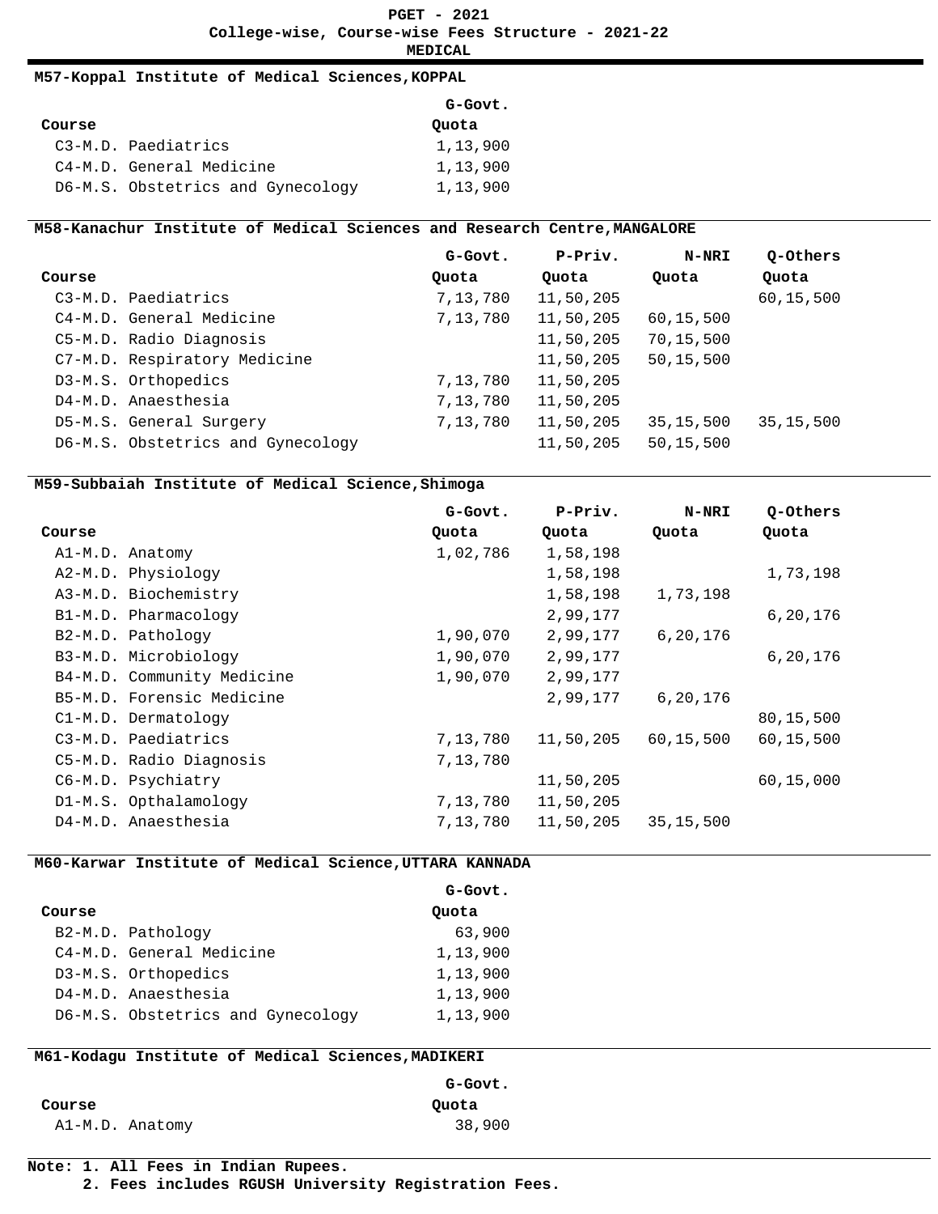## M57-Koppal Institute of Medical Sciences,KOPPAL

| Course | G-Govt. Quota |
|---|---|
| C3-M.D. Paediatrics | 1,13,900 |
| C4-M.D. General Medicine | 1,13,900 |
| D6-M.S. Obstetrics and Gynecology | 1,13,900 |

## M58-Kanachur Institute of Medical Sciences and Research Centre,MANGALORE

| Course | G-Govt. Quota | P-Priv. Quota | N-NRI Quota | Q-Others Quota |
|---|---|---|---|---|
| C3-M.D. Paediatrics | 7,13,780 | 11,50,205 | | 60,15,500 |
| C4-M.D. General Medicine | 7,13,780 | 11,50,205 | 60,15,500 | |
| C5-M.D. Radio Diagnosis | | 11,50,205 | 70,15,500 | |
| C7-M.D. Respiratory Medicine | | 11,50,205 | 50,15,500 | |
| D3-M.S. Orthopedics | 7,13,780 | 11,50,205 | | |
| D4-M.D. Anaesthesia | 7,13,780 | 11,50,205 | | |
| D5-M.S. General Surgery | 7,13,780 | 11,50,205 | 35,15,500 | 35,15,500 |
| D6-M.S. Obstetrics and Gynecology | | 11,50,205 | 50,15,500 | |

## M59-Subbaiah Institute of Medical Science,Shimoga

| Course | G-Govt. Quota | P-Priv. Quota | N-NRI Quota | Q-Others Quota |
|---|---|---|---|---|
| A1-M.D. Anatomy | 1,02,786 | 1,58,198 | | |
| A2-M.D. Physiology | | 1,58,198 | | 1,73,198 |
| A3-M.D. Biochemistry | | 1,58,198 | 1,73,198 | |
| B1-M.D. Pharmacology | | 2,99,177 | | 6,20,176 |
| B2-M.D. Pathology | 1,90,070 | 2,99,177 | 6,20,176 | |
| B3-M.D. Microbiology | 1,90,070 | 2,99,177 | | 6,20,176 |
| B4-M.D. Community Medicine | 1,90,070 | 2,99,177 | | |
| B5-M.D. Forensic Medicine | | 2,99,177 | 6,20,176 | |
| C1-M.D. Dermatology | | | | 80,15,500 |
| C3-M.D. Paediatrics | 7,13,780 | 11,50,205 | 60,15,500 | 60,15,500 |
| C5-M.D. Radio Diagnosis | 7,13,780 | | | |
| C6-M.D. Psychiatry | | 11,50,205 | | 60,15,000 |
| D1-M.S. Opthalamology | 7,13,780 | 11,50,205 | | |
| D4-M.D. Anaesthesia | 7,13,780 | 11,50,205 | 35,15,500 | |

## M60-Karwar Institute of Medical Science,UTTARA KANNADA

| Course | G-Govt. Quota |
|---|---|
| B2-M.D. Pathology | 63,900 |
| C4-M.D. General Medicine | 1,13,900 |
| D3-M.S. Orthopedics | 1,13,900 |
| D4-M.D. Anaesthesia | 1,13,900 |
| D6-M.S. Obstetrics and Gynecology | 1,13,900 |

## M61-Kodagu Institute of Medical Sciences,MADIKERI

| Course | G-Govt. Quota |
|---|---|
| A1-M.D. Anatomy | 38,900 |

**Note: 1. All Fees in Indian Rupees.**
**2. Fees includes RGUSH University Registration Fees.**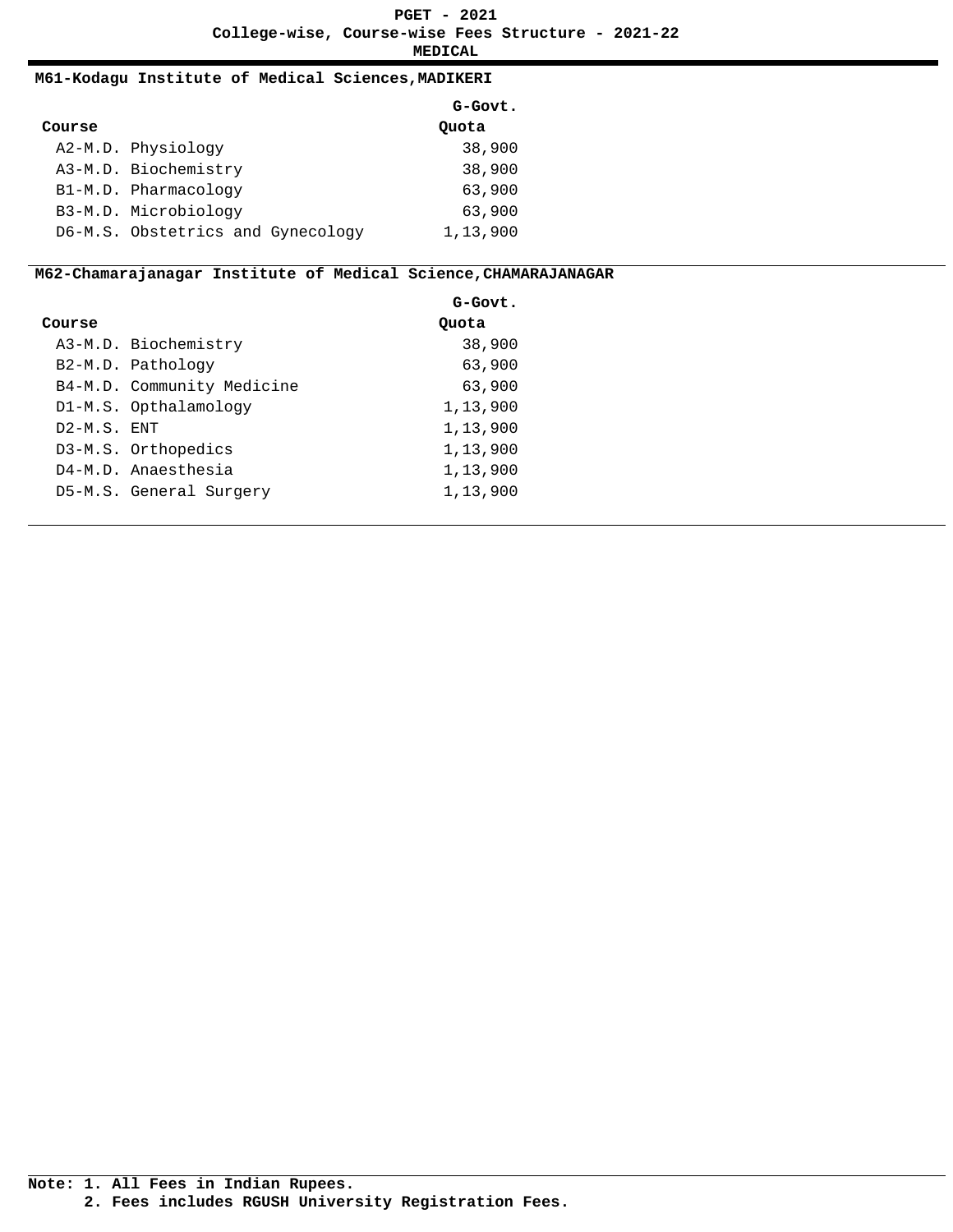# PGET - 2021
## College-wise, Course-wise Fees Structure - 2021-22
### MEDICAL

**M61-Kodagu Institute of Medical Sciences,MADIKERI**

| Course | G-Govt. Quota |
|---|---|
| A2-M.D. Physiology | 38,900 |
| A3-M.D. Biochemistry | 38,900 |
| B1-M.D. Pharmacology | 63,900 |
| B3-M.D. Microbiology | 63,900 |
| D6-M.S. Obstetrics and Gynecology | 1,13,900 |

**M62-Chamarajanagar Institute of Medical Science,CHAMARAJANAGAR**

| Course | G-Govt. Quota |
|---|---|
| A3-M.D. Biochemistry | 38,900 |
| B2-M.D. Pathology | 63,900 |
| B4-M.D. Community Medicine | 63,900 |
| D1-M.S. Opthalamology | 1,13,900 |
| D2-M.S. ENT | 1,13,900 |
| D3-M.S. Orthopedics | 1,13,900 |
| D4-M.D. Anaesthesia | 1,13,900 |
| D5-M.S. General Surgery | 1,13,900 |

**Note: 1. All Fees in Indian Rupees.**
**2. Fees includes RGUSH University Registration Fees.**